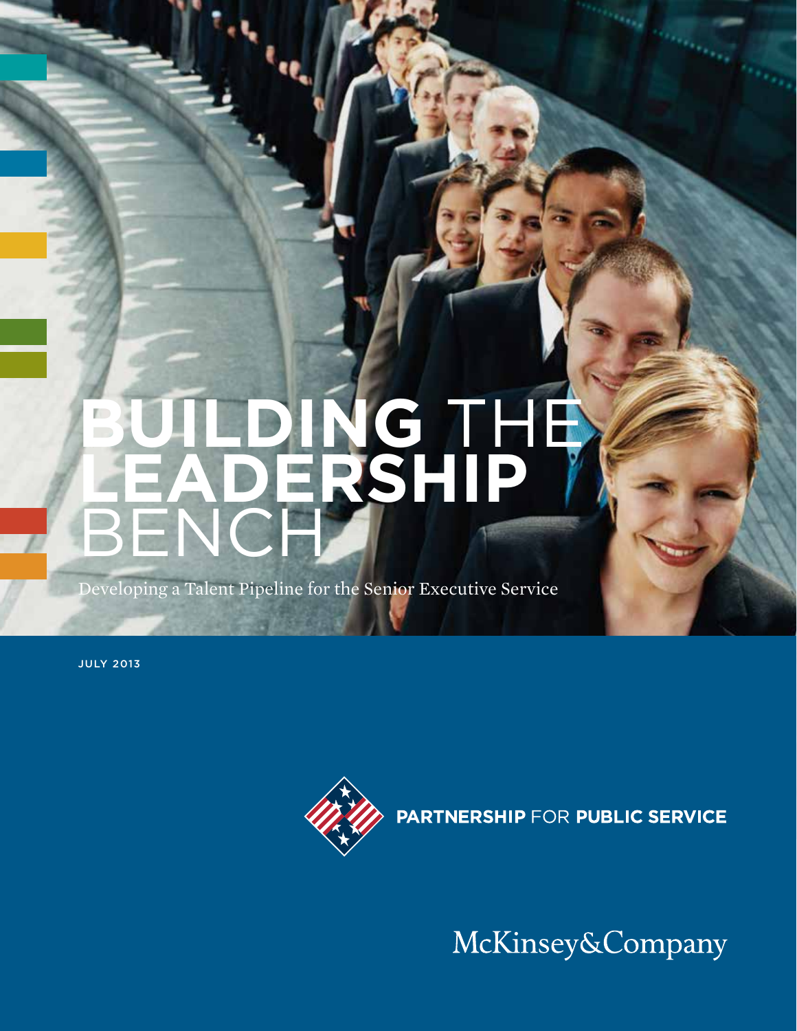# BUILDING THE LEADERSHIP BENCH

Developing a Talent Pipeline for the Senior Executive Service

JULY 2013

PARTNERSHIP FOR PUBLIC SERVICE

McKinsey&Company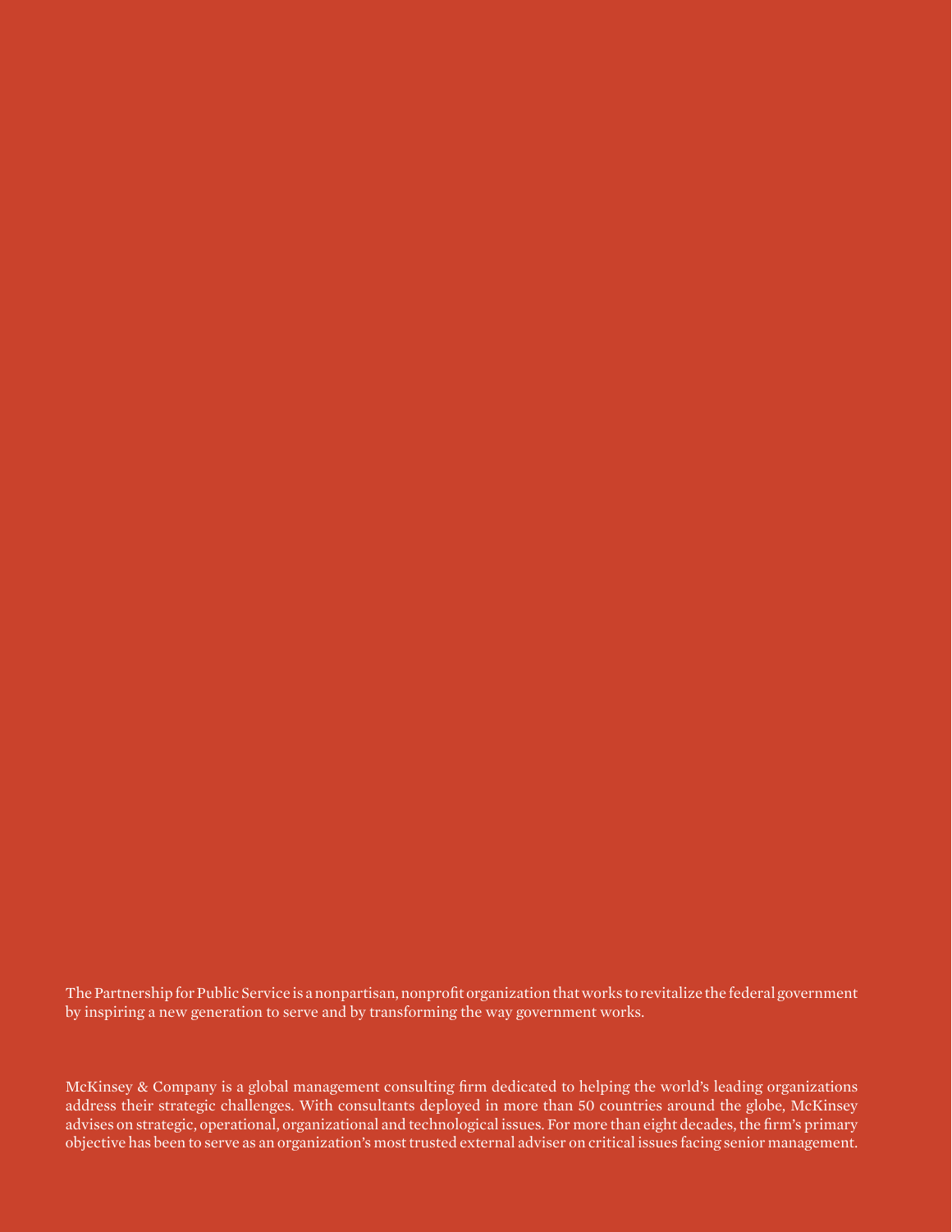The Partnership for Public Service is a nonpartisan, nonprofit organization that works to revitalize the federal government by inspiring a new generation to serve and by transforming the way government works.

McKinsey & Company is a global management consulting firm dedicated to helping the world's leading organizations address their strategic challenges. With consultants deployed in more than 50 countries around the globe, McKinsey advises on strategic, operational, organizational and technological issues. For more than eight decades, the firm's primary objective has been to serve as an organization's most trusted external adviser on critical issues facing senior management.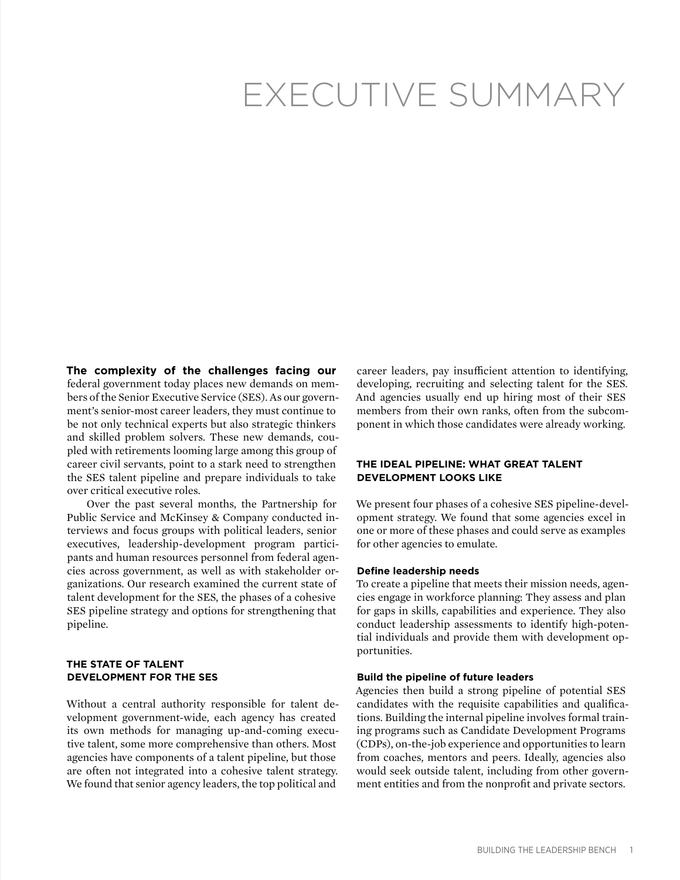# EXECUTIVE SUMMARY

**The complexity of the challenges facing our** federal government today places new demands on members of the Senior Executive Service (SES). As our government's senior-most career leaders, they must continue to be not only technical experts but also strategic thinkers and skilled problem solvers. These new demands, coupled with retirements looming large among this group of career civil servants, point to a stark need to strengthen the SES talent pipeline and prepare individuals to take over critical executive roles.

Over the past several months, the Partnership for Public Service and McKinsey & Company conducted interviews and focus groups with political leaders, senior executives, leadership-development program participants and human resources personnel from federal agencies across government, as well as with stakeholder organizations. Our research examined the current state of talent development for the SES, the phases of a cohesive SES pipeline strategy and options for strengthening that pipeline.

## THE STATE OF TALENT DEVELOPMENT FOR THE SES

Without a central authority responsible for talent development government-wide, each agency has created its own methods for managing up-and-coming executive talent, some more comprehensive than others. Most agencies have components of a talent pipeline, but those are often not integrated into a cohesive talent strategy. We found that senior agency leaders, the top political and career leaders, pay insufficient attention to identifying, developing, recruiting and selecting talent for the SES. And agencies usually end up hiring most of their SES members from their own ranks, often from the subcomponent in which those candidates were already working.

## THE IDEAL PIPELINE: WHAT GREAT TALENT DEVELOPMENT LOOKS LIKE

We present four phases of a cohesive SES pipeline-development strategy. We found that some agencies excel in one or more of these phases and could serve as examples for other agencies to emulate.

### Define leadership needs

To create a pipeline that meets their mission needs, agencies engage in workforce planning: They assess and plan for gaps in skills, capabilities and experience. They also conduct leadership assessments to identify high-potential individuals and provide them with development opportunities.

### Build the pipeline of future leaders

Agencies then build a strong pipeline of potential SES candidates with the requisite capabilities and qualifications. Building the internal pipeline involves formal training programs such as Candidate Development Programs (CDPs), on-the-job experience and opportunities to learn from coaches, mentors and peers. Ideally, agencies also would seek outside talent, including from other government entities and from the nonprofit and private sectors.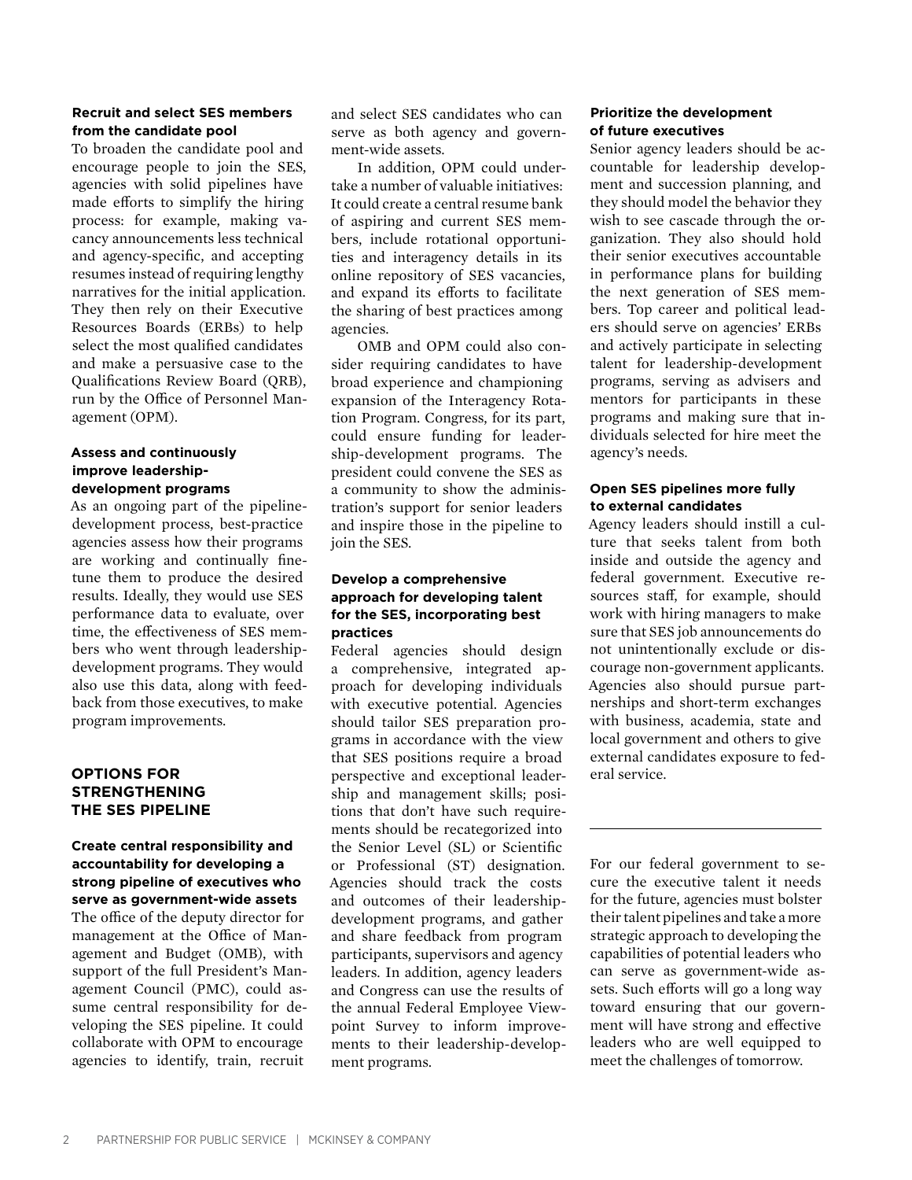#### Recruit and select SES members from the candidate pool

To broaden the candidate pool and encourage people to join the SES, agencies with solid pipelines have made efforts to simplify the hiring process: for example, making vacancy announcements less technical and agency-specific, and accepting resumes instead of requiring lengthy narratives for the initial application. They then rely on their Executive Resources Boards (ERBs) to help select the most qualified candidates and make a persuasive case to the Qualifications Review Board (QRB), run by the Office of Personnel Management (OPM).

#### Assess and continuously improve leadership-development programs

As an ongoing part of the pipeline-development process, best-practice agencies assess how their programs are working and continually fine-tune them to produce the desired results. Ideally, they would use SES performance data to evaluate, over time, the effectiveness of SES members who went through leadership-development programs. They would also use this data, along with feedback from those executives, to make program improvements.

## OPTIONS FOR STRENGTHENING THE SES PIPELINE

#### Create central responsibility and accountability for developing a strong pipeline of executives who serve as government-wide assets

The office of the deputy director for management at the Office of Management and Budget (OMB), with support of the full President's Management Council (PMC), could assume central responsibility for developing the SES pipeline. It could collaborate with OPM to encourage agencies to identify, train, recruit and select SES candidates who can serve as both agency and government-wide assets.

In addition, OPM could undertake a number of valuable initiatives: It could create a central resume bank of aspiring and current SES members, include rotational opportunities and interagency details in its online repository of SES vacancies, and expand its efforts to facilitate the sharing of best practices among agencies.

OMB and OPM could also consider requiring candidates to have broad experience and championing expansion of the Interagency Rotation Program. Congress, for its part, could ensure funding for leadership-development programs. The president could convene the SES as a community to show the administration's support for senior leaders and inspire those in the pipeline to join the SES.

#### Develop a comprehensive approach for developing talent for the SES, incorporating best practices

Federal agencies should design a comprehensive, integrated approach for developing individuals with executive potential. Agencies should tailor SES preparation programs in accordance with the view that SES positions require a broad perspective and exceptional leadership and management skills; positions that don't have such requirements should be recategorized into the Senior Level (SL) or Scientific or Professional (ST) designation. Agencies should track the costs and outcomes of their leadership-development programs, and gather and share feedback from program participants, supervisors and agency leaders. In addition, agency leaders and Congress can use the results of the annual Federal Employee Viewpoint Survey to inform improvements to their leadership-development programs.

#### Prioritize the development of future executives

Senior agency leaders should be accountable for leadership development and succession planning, and they should model the behavior they wish to see cascade through the organization. They also should hold their senior executives accountable in performance plans for building the next generation of SES members. Top career and political leaders should serve on agencies' ERBs and actively participate in selecting talent for leadership-development programs, serving as advisers and mentors for participants in these programs and making sure that individuals selected for hire meet the agency's needs.

#### Open SES pipelines more fully to external candidates

Agency leaders should instill a culture that seeks talent from both inside and outside the agency and federal government. Executive resources staff, for example, should work with hiring managers to make sure that SES job announcements do not unintentionally exclude or discourage non-government applicants. Agencies also should pursue partnerships and short-term exchanges with business, academia, state and local government and others to give external candidates exposure to federal service.

---

For our federal government to secure the executive talent it needs for the future, agencies must bolster their talent pipelines and take a more strategic approach to developing the capabilities of potential leaders who can serve as government-wide assets. Such efforts will go a long way toward ensuring that our government will have strong and effective leaders who are well equipped to meet the challenges of tomorrow.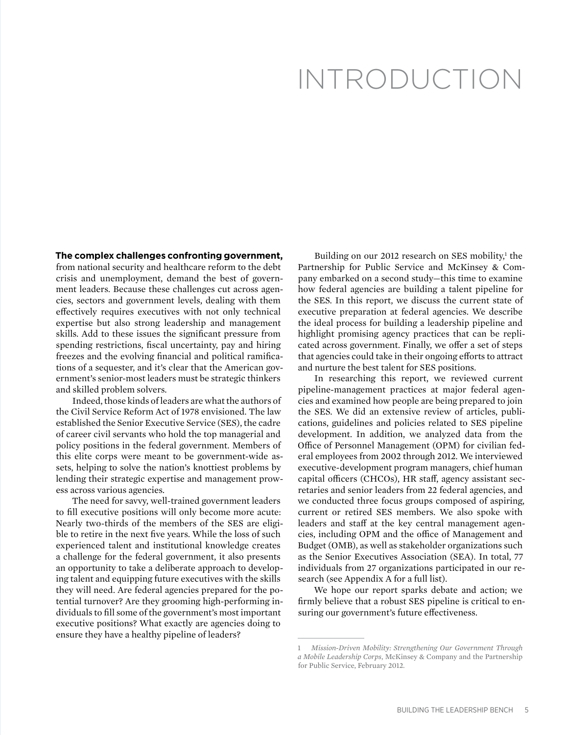# INTRODUCTION

**The complex challenges confronting government,** from national security and healthcare reform to the debt crisis and unemployment, demand the best of government leaders. Because these challenges cut across agencies, sectors and government levels, dealing with them effectively requires executives with not only technical expertise but also strong leadership and management skills. Add to these issues the significant pressure from spending restrictions, fiscal uncertainty, pay and hiring freezes and the evolving financial and political ramifications of a sequester, and it's clear that the American government's senior-most leaders must be strategic thinkers and skilled problem solvers.

Indeed, those kinds of leaders are what the authors of the Civil Service Reform Act of 1978 envisioned. The law established the Senior Executive Service (SES), the cadre of career civil servants who hold the top managerial and policy positions in the federal government. Members of this elite corps were meant to be government-wide assets, helping to solve the nation's knottiest problems by lending their strategic expertise and management prowess across various agencies.

The need for savvy, well-trained government leaders to fill executive positions will only become more acute: Nearly two-thirds of the members of the SES are eligible to retire in the next five years. While the loss of such experienced talent and institutional knowledge creates a challenge for the federal government, it also presents an opportunity to take a deliberate approach to developing talent and equipping future executives with the skills they will need. Are federal agencies prepared for the potential turnover? Are they grooming high-performing individuals to fill some of the government's most important executive positions? What exactly are agencies doing to ensure they have a healthy pipeline of leaders?

Building on our 2012 research on SES mobility,[1] the Partnership for Public Service and McKinsey & Company embarked on a second study—this time to examine how federal agencies are building a talent pipeline for the SES. In this report, we discuss the current state of executive preparation at federal agencies. We describe the ideal process for building a leadership pipeline and highlight promising agency practices that can be replicated across government. Finally, we offer a set of steps that agencies could take in their ongoing efforts to attract and nurture the best talent for SES positions.

In researching this report, we reviewed current pipeline-management practices at major federal agencies and examined how people are being prepared to join the SES. We did an extensive review of articles, publications, guidelines and policies related to SES pipeline development. In addition, we analyzed data from the Office of Personnel Management (OPM) for civilian federal employees from 2002 through 2012. We interviewed executive-development program managers, chief human capital officers (CHCOs), HR staff, agency assistant secretaries and senior leaders from 22 federal agencies, and we conducted three focus groups composed of aspiring, current or retired SES members. We also spoke with leaders and staff at the key central management agencies, including OPM and the office of Management and Budget (OMB), as well as stakeholder organizations such as the Senior Executives Association (SEA). In total, 77 individuals from 27 organizations participated in our research (see Appendix A for a full list).

We hope our report sparks debate and action; we firmly believe that a robust SES pipeline is critical to ensuring our government's future effectiveness.

---

1 *Mission-Driven Mobility: Strengthening Our Government Through a Mobile Leadership Corps*, McKinsey & Company and the Partnership for Public Service, February 2012.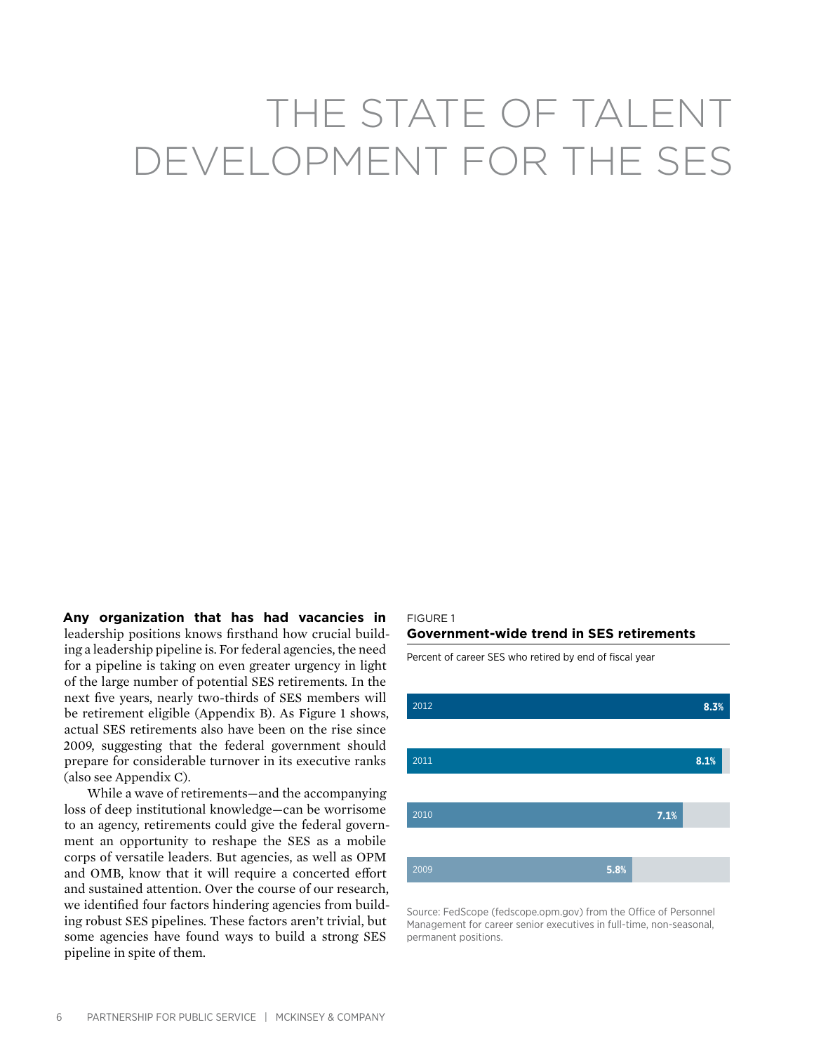# THE STATE OF TALENT DEVELOPMENT FOR THE SES

**Any organization that has had vacancies in** leadership positions knows firsthand how crucial building a leadership pipeline is. For federal agencies, the need for a pipeline is taking on even greater urgency in light of the large number of potential SES retirements. In the next five years, nearly two-thirds of SES members will be retirement eligible (Appendix B). As Figure 1 shows, actual SES retirements also have been on the rise since 2009, suggesting that the federal government should prepare for considerable turnover in its executive ranks (also see Appendix C).

While a wave of retirements—and the accompanying loss of deep institutional knowledge—can be worrisome to an agency, retirements could give the federal government an opportunity to reshape the SES as a mobile corps of versatile leaders. But agencies, as well as OPM and OMB, know that it will require a concerted effort and sustained attention. Over the course of our research, we identified four factors hindering agencies from building robust SES pipelines. These factors aren't trivial, but some agencies have found ways to build a strong SES pipeline in spite of them.

FIGURE 1

**Government-wide trend in SES retirements**

Percent of career SES who retired by end of fiscal year

| Year | Percent |
| --- | --- |
| 2012 | 8.3% |
| 2011 | 8.1% |
| 2010 | 7.1% |
| 2009 | 5.8% |

Source: FedScope (fedscope.opm.gov) from the Office of Personnel Management for career senior executives in full-time, non-seasonal, permanent positions.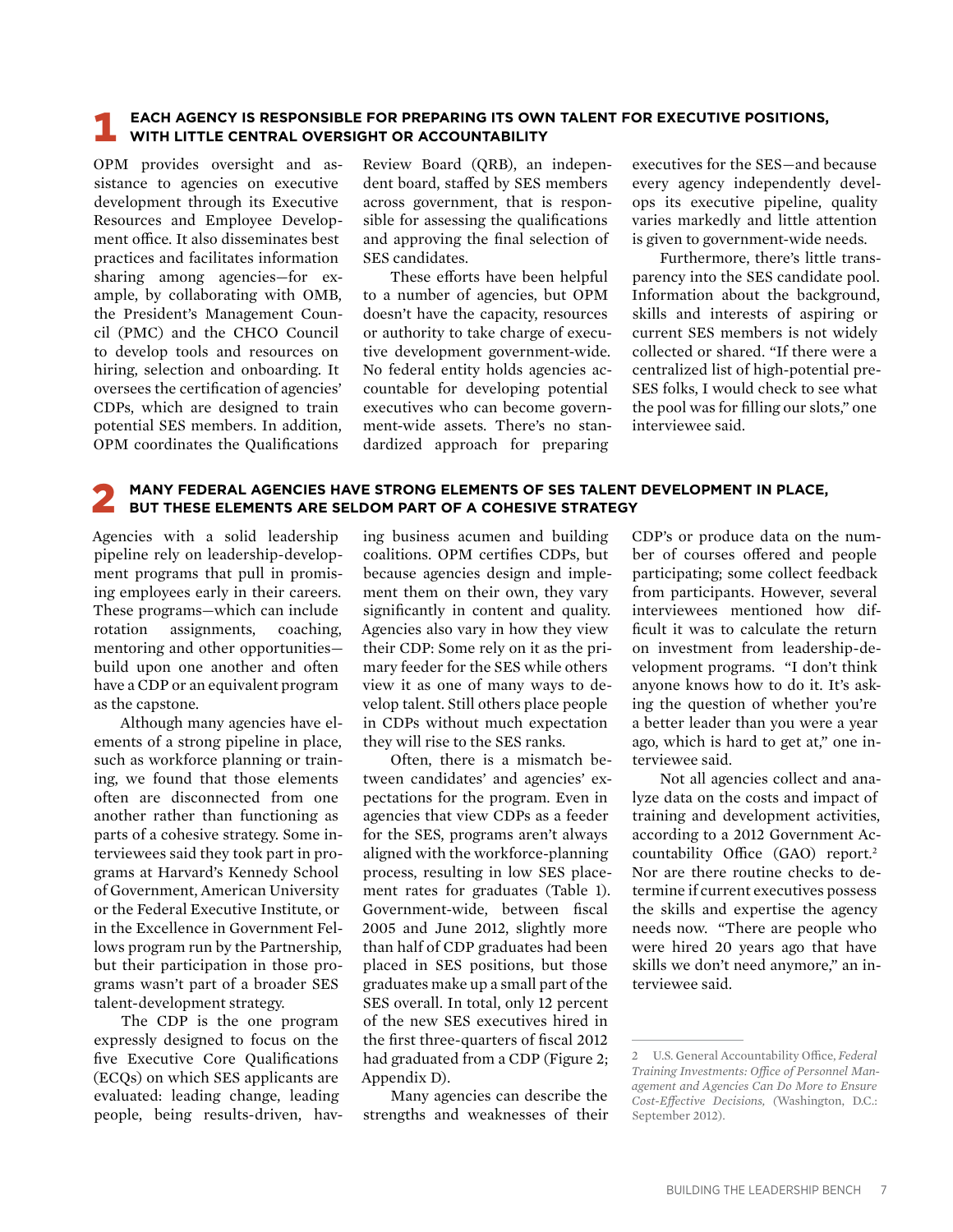## 1 EACH AGENCY IS RESPONSIBLE FOR PREPARING ITS OWN TALENT FOR EXECUTIVE POSITIONS, WITH LITTLE CENTRAL OVERSIGHT OR ACCOUNTABILITY

OPM provides oversight and assistance to agencies on executive development through its Executive Resources and Employee Development office. It also disseminates best practices and facilitates information sharing among agencies—for example, by collaborating with OMB, the President's Management Council (PMC) and the CHCO Council to develop tools and resources on hiring, selection and onboarding. It oversees the certification of agencies' CDPs, which are designed to train potential SES members. In addition, OPM coordinates the Qualifications Review Board (QRB), an independent board, staffed by SES members across government, that is responsible for assessing the qualifications and approving the final selection of SES candidates.

These efforts have been helpful to a number of agencies, but OPM doesn't have the capacity, resources or authority to take charge of executive development government-wide. No federal entity holds agencies accountable for developing potential executives who can become government-wide assets. There's no standardized approach for preparing executives for the SES—and because every agency independently develops its executive pipeline, quality varies markedly and little attention is given to government-wide needs.

Furthermore, there's little transparency into the SES candidate pool. Information about the background, skills and interests of aspiring or current SES members is not widely collected or shared. "If there were a centralized list of high-potential pre-SES folks, I would check to see what the pool was for filling our slots," one interviewee said.

## 2 MANY FEDERAL AGENCIES HAVE STRONG ELEMENTS OF SES TALENT DEVELOPMENT IN PLACE, BUT THESE ELEMENTS ARE SELDOM PART OF A COHESIVE STRATEGY

Agencies with a solid leadership pipeline rely on leadership-development programs that pull in promising employees early in their careers. These programs—which can include rotation assignments, coaching, mentoring and other opportunities—build upon one another and often have a CDP or an equivalent program as the capstone.

Although many agencies have elements of a strong pipeline in place, such as workforce planning or training, we found that those elements often are disconnected from one another rather than functioning as parts of a cohesive strategy. Some interviewees said they took part in programs at Harvard's Kennedy School of Government, American University or the Federal Executive Institute, or in the Excellence in Government Fellows program run by the Partnership, but their participation in those programs wasn't part of a broader SES talent-development strategy.

The CDP is the one program expressly designed to focus on the five Executive Core Qualifications (ECQs) on which SES applicants are evaluated: leading change, leading people, being results-driven, having business acumen and building coalitions. OPM certifies CDPs, but because agencies design and implement them on their own, they vary significantly in content and quality. Agencies also vary in how they view their CDP: Some rely on it as the primary feeder for the SES while others view it as one of many ways to develop talent. Still others place people in CDPs without much expectation they will rise to the SES ranks.

Often, there is a mismatch between candidates' and agencies' expectations for the program. Even in agencies that view CDPs as a feeder for the SES, programs aren't always aligned with the workforce-planning process, resulting in low SES placement rates for graduates (Table 1). Government-wide, between fiscal 2005 and June 2012, slightly more than half of CDP graduates had been placed in SES positions, but those graduates make up a small part of the SES overall. In total, only 12 percent of the new SES executives hired in the first three-quarters of fiscal 2012 had graduated from a CDP (Figure 2; Appendix D).

Many agencies can describe the strengths and weaknesses of their CDP's or produce data on the number of courses offered and people participating; some collect feedback from participants. However, several interviewees mentioned how difficult it was to calculate the return on investment from leadership-development programs. "I don't think anyone knows how to do it. It's asking the question of whether you're a better leader than you were a year ago, which is hard to get at," one interviewee said.

Not all agencies collect and analyze data on the costs and impact of training and development activities, according to a 2012 Government Accountability Office (GAO) report.[2] Nor are there routine checks to determine if current executives possess the skills and expertise the agency needs now. "There are people who were hired 20 years ago that have skills we don't need anymore," an interviewee said.

---

2 U.S. General Accountability Office, *Federal Training Investments: Office of Personnel Management and Agencies Can Do More to Ensure Cost-Effective Decisions,* (Washington, D.C.: September 2012).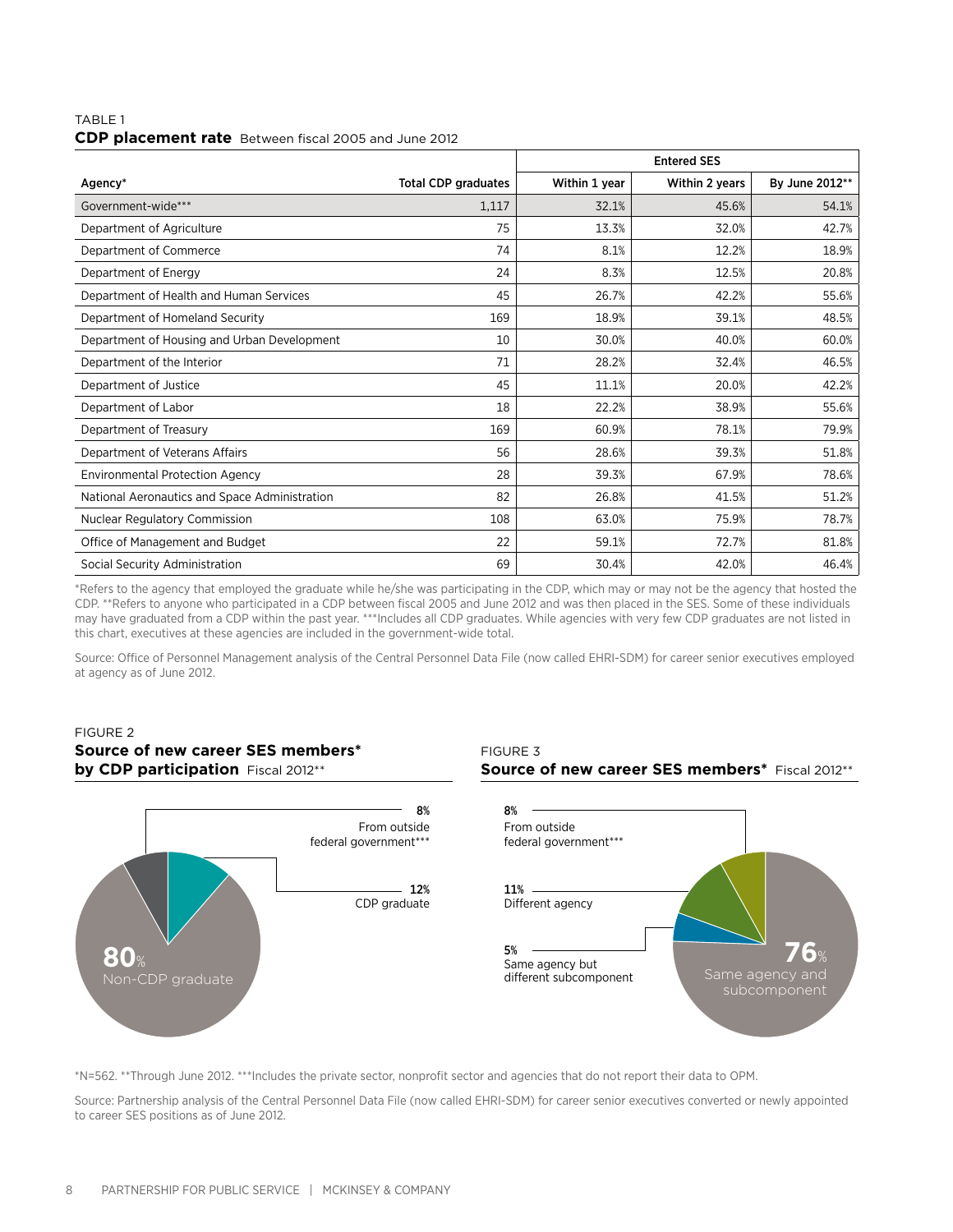TABLE 1
**CDP placement rate** Between fiscal 2005 and June 2012

| Agency* | Total CDP graduates | Entered SES | | |
|---|---|---|---|---|
| | | Within 1 year | Within 2 years | By June 2012** |
| Government-wide*** | 1,117 | 32.1% | 45.6% | 54.1% |
| Department of Agriculture | 75 | 13.3% | 32.0% | 42.7% |
| Department of Commerce | 74 | 8.1% | 12.2% | 18.9% |
| Department of Energy | 24 | 8.3% | 12.5% | 20.8% |
| Department of Health and Human Services | 45 | 26.7% | 42.2% | 55.6% |
| Department of Homeland Security | 169 | 18.9% | 39.1% | 48.5% |
| Department of Housing and Urban Development | 10 | 30.0% | 40.0% | 60.0% |
| Department of the Interior | 71 | 28.2% | 32.4% | 46.5% |
| Department of Justice | 45 | 11.1% | 20.0% | 42.2% |
| Department of Labor | 18 | 22.2% | 38.9% | 55.6% |
| Department of Treasury | 169 | 60.9% | 78.1% | 79.9% |
| Department of Veterans Affairs | 56 | 28.6% | 39.3% | 51.8% |
| Environmental Protection Agency | 28 | 39.3% | 67.9% | 78.6% |
| National Aeronautics and Space Administration | 82 | 26.8% | 41.5% | 51.2% |
| Nuclear Regulatory Commission | 108 | 63.0% | 75.9% | 78.7% |
| Office of Management and Budget | 22 | 59.1% | 72.7% | 81.8% |
| Social Security Administration | 69 | 30.4% | 42.0% | 46.4% |

*Refers to the agency that employed the graduate while he/she was participating in the CDP, which may or may not be the agency that hosted the CDP. **Refers to anyone who participated in a CDP between fiscal 2005 and June 2012 and was then placed in the SES. Some of these individuals may have graduated from a CDP within the past year. ***Includes all CDP graduates. While agencies with very few CDP graduates are not listed in this chart, executives at these agencies are included in the government-wide total.

Source: Office of Personnel Management analysis of the Central Personnel Data File (now called EHRI-SDM) for career senior executives employed at agency as of June 2012.

FIGURE 2
**Source of new career SES members* by CDP participation** Fiscal 2012**

- 8% From outside federal government***
- 12% CDP graduate
- 80% Non-CDP graduate

FIGURE 3
**Source of new career SES members*** Fiscal 2012**

- 8% From outside federal government***
- 11% Different agency
- 5% Same agency but different subcomponent
- 76% Same agency and subcomponent

*N=562. **Through June 2012. ***Includes the private sector, nonprofit sector and agencies that do not report their data to OPM.

Source: Partnership analysis of the Central Personnel Data File (now called EHRI-SDM) for career senior executives converted or newly appointed to career SES positions as of June 2012.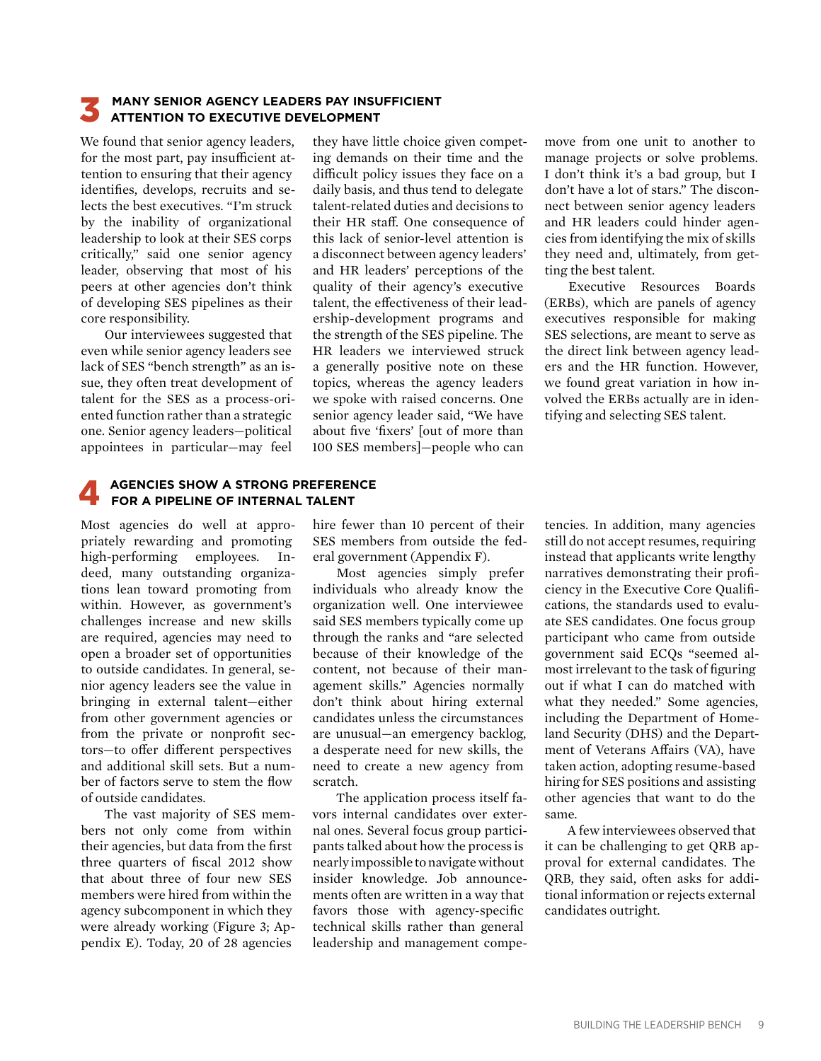## 3 MANY SENIOR AGENCY LEADERS PAY INSUFFICIENT ATTENTION TO EXECUTIVE DEVELOPMENT

We found that senior agency leaders, for the most part, pay insufficient attention to ensuring that their agency identifies, develops, recruits and selects the best executives. "I'm struck by the inability of organizational leadership to look at their SES corps critically," said one senior agency leader, observing that most of his peers at other agencies don't think of developing SES pipelines as their core responsibility.

Our interviewees suggested that even while senior agency leaders see lack of SES "bench strength" as an issue, they often treat development of talent for the SES as a process-oriented function rather than a strategic one. Senior agency leaders—political appointees in particular—may feel they have little choice given competing demands on their time and the difficult policy issues they face on a daily basis, and thus tend to delegate talent-related duties and decisions to their HR staff. One consequence of this lack of senior-level attention is a disconnect between agency leaders' and HR leaders' perceptions of the quality of their agency's executive talent, the effectiveness of their leadership-development programs and the strength of the SES pipeline. The HR leaders we interviewed struck a generally positive note on these topics, whereas the agency leaders we spoke with raised concerns. One senior agency leader said, "We have about five 'fixers' [out of more than 100 SES members]—people who can move from one unit to another to manage projects or solve problems. I don't think it's a bad group, but I don't have a lot of stars." The disconnect between senior agency leaders and HR leaders could hinder agencies from identifying the mix of skills they need and, ultimately, from getting the best talent.

Executive Resources Boards (ERBs), which are panels of agency executives responsible for making SES selections, are meant to serve as the direct link between agency leaders and the HR function. However, we found great variation in how involved the ERBs actually are in identifying and selecting SES talent.

## 4 AGENCIES SHOW A STRONG PREFERENCE FOR A PIPELINE OF INTERNAL TALENT

Most agencies do well at appropriately rewarding and promoting high-performing employees. Indeed, many outstanding organizations lean toward promoting from within. However, as government's challenges increase and new skills are required, agencies may need to open a broader set of opportunities to outside candidates. In general, senior agency leaders see the value in bringing in external talent—either from other government agencies or from the private or nonprofit sectors—to offer different perspectives and additional skill sets. But a number of factors serve to stem the flow of outside candidates.

The vast majority of SES members not only come from within their agencies, but data from the first three quarters of fiscal 2012 show that about three of four new SES members were hired from within the agency subcomponent in which they were already working (Figure 3; Appendix E). Today, 20 of 28 agencies hire fewer than 10 percent of their SES members from outside the federal government (Appendix F).

Most agencies simply prefer individuals who already know the organization well. One interviewee said SES members typically come up through the ranks and "are selected because of their knowledge of the content, not because of their management skills." Agencies normally don't think about hiring external candidates unless the circumstances are unusual—an emergency backlog, a desperate need for new skills, the need to create a new agency from scratch.

The application process itself favors internal candidates over external ones. Several focus group participants talked about how the process is nearly impossible to navigate without insider knowledge. Job announcements often are written in a way that favors those with agency-specific technical skills rather than general leadership and management competencies. In addition, many agencies still do not accept resumes, requiring instead that applicants write lengthy narratives demonstrating their proficiency in the Executive Core Qualifications, the standards used to evaluate SES candidates. One focus group participant who came from outside government said ECQs "seemed almost irrelevant to the task of figuring out if what I can do matched with what they needed." Some agencies, including the Department of Homeland Security (DHS) and the Department of Veterans Affairs (VA), have taken action, adopting resume-based hiring for SES positions and assisting other agencies that want to do the same.

A few interviewees observed that it can be challenging to get QRB approval for external candidates. The QRB, they said, often asks for additional information or rejects external candidates outright.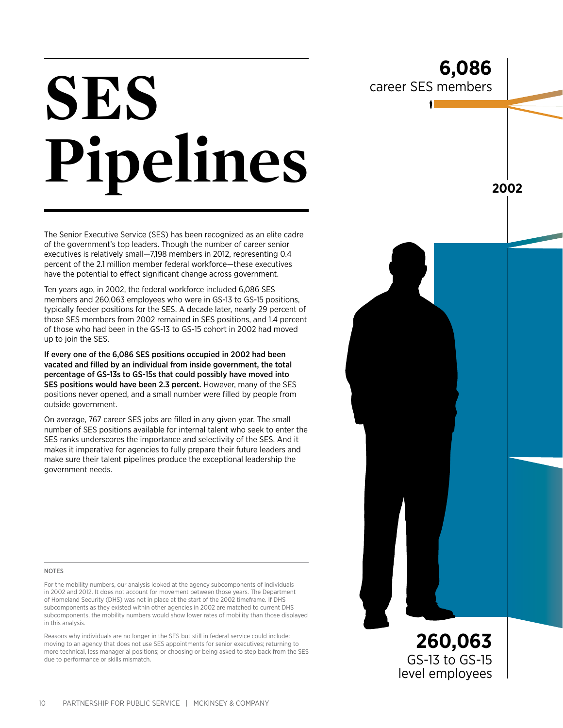# SES Pipelines

The Senior Executive Service (SES) has been recognized as an elite cadre of the government's top leaders. Though the number of career senior executives is relatively small—7,198 members in 2012, representing 0.4 percent of the 2.1 million member federal workforce—these executives have the potential to effect significant change across government.

Ten years ago, in 2002, the federal workforce included 6,086 SES members and 260,063 employees who were in GS-13 to GS-15 positions, typically feeder positions for the SES. A decade later, nearly 29 percent of those SES members from 2002 remained in SES positions, and 1.4 percent of those who had been in the GS-13 to GS-15 cohort in 2002 had moved up to join the SES.

**If every one of the 6,086 SES positions occupied in 2002 had been vacated and filled by an individual from inside government, the total percentage of GS-13s to GS-15s that could possibly have moved into SES positions would have been 2.3 percent.** However, many of the SES positions never opened, and a small number were filled by people from outside government.

On average, 767 career SES jobs are filled in any given year. The small number of SES positions available for internal talent who seek to enter the SES ranks underscores the importance and selectivity of the SES. And it makes it imperative for agencies to fully prepare their future leaders and make sure their talent pipelines produce the exceptional leadership the government needs.

**6,086** career SES members

**2002**

**260,063** GS-13 to GS-15 level employees

NOTES

For the mobility numbers, our analysis looked at the agency subcomponents of individuals in 2002 and 2012. It does not account for movement between those years. The Department of Homeland Security (DHS) was not in place at the start of the 2002 timeframe. If DHS subcomponents as they existed within other agencies in 2002 are matched to current DHS subcomponents, the mobility numbers would show lower rates of mobility than those displayed in this analysis.

Reasons why individuals are no longer in the SES but still in federal service could include: moving to an agency that does not use SES appointments for senior executives; returning to more technical, less managerial positions; or choosing or being asked to step back from the SES due to performance or skills mismatch.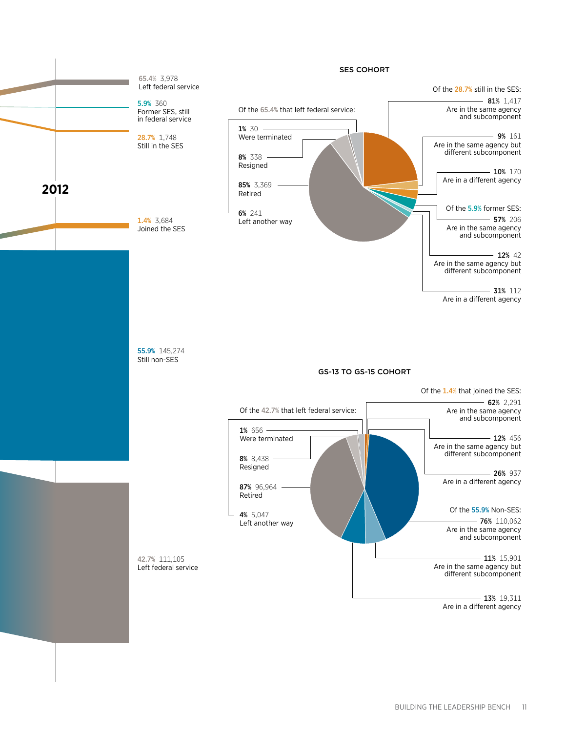**2012**

65.4% 3,978
Left federal service

5.9% 360
Former SES, still in federal service

28.7% 1,748
Still in the SES

1.4% 3,684
Joined the SES

55.9% 145,274
Still non-SES

42.7% 111,105
Left federal service

## SES COHORT

Of the 65.4% that left federal service:

- 1% 30 — Were terminated
- 8% 338 — Resigned
- 85% 3,369 — Retired
- 6% 241 — Left another way

Of the 28.7% still in the SES:

- 81% 1,417 — Are in the same agency and subcomponent
- 9% 161 — Are in the same agency but different subcomponent
- 10% 170 — Are in a different agency

Of the 5.9% former SES:

- 57% 206 — Are in the same agency and subcomponent
- 12% 42 — Are in the same agency but different subcomponent
- 31% 112 — Are in a different agency

## GS-13 TO GS-15 COHORT

Of the 42.7% that left federal service:

- 1% 656 — Were terminated
- 8% 8,438 — Resigned
- 87% 96,964 — Retired
- 4% 5,047 — Left another way

Of the 1.4% that joined the SES:

- 62% 2,291 — Are in the same agency and subcomponent
- 12% 456 — Are in the same agency but different subcomponent
- 26% 937 — Are in a different agency

Of the 55.9% Non-SES:

- 76% 110,062 — Are in the same agency and subcomponent
- 11% 15,901 — Are in the same agency but different subcomponent
- 13% 19,311 — Are in a different agency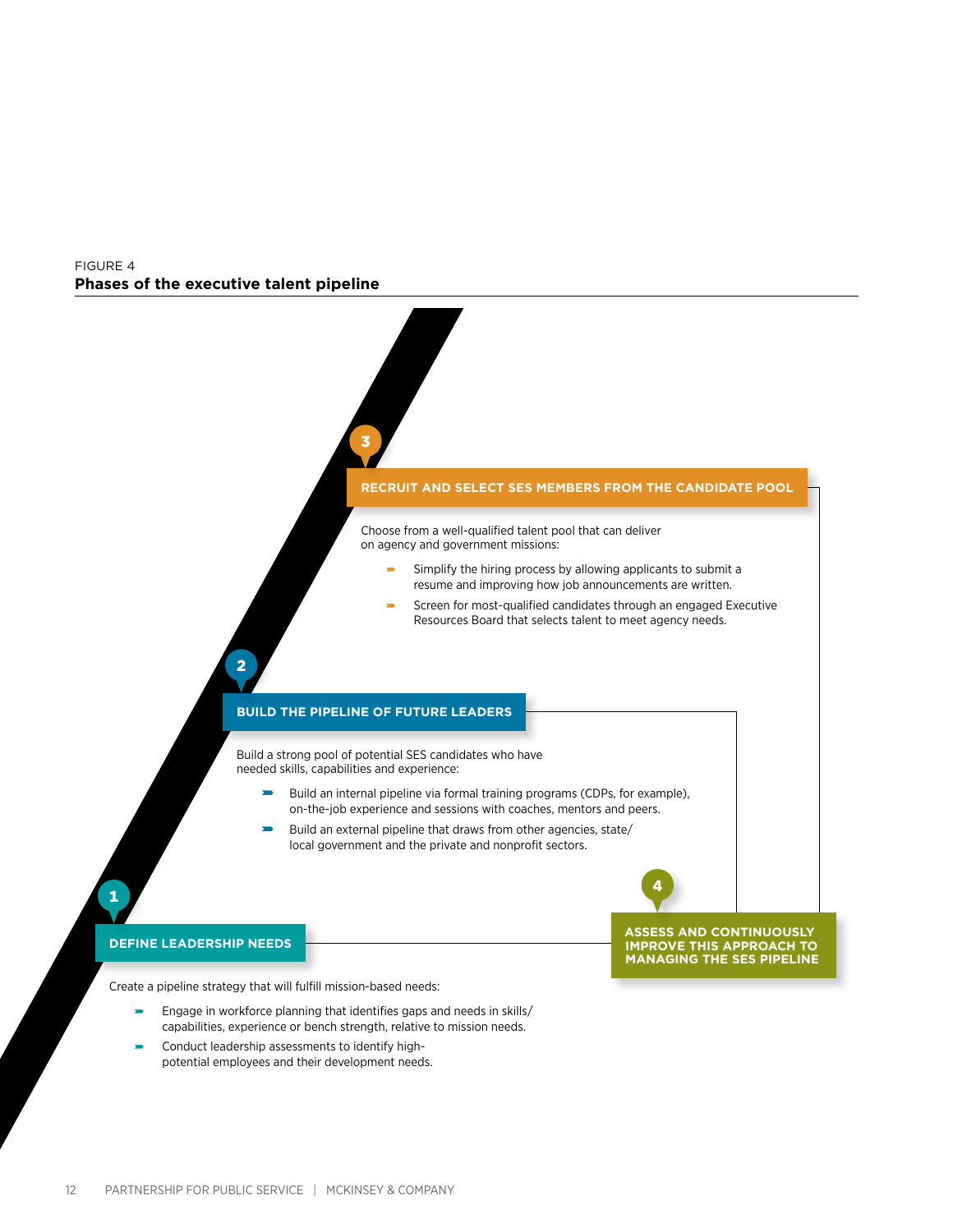FIGURE 4
**Phases of the executive talent pipeline**

**1 DEFINE LEADERSHIP NEEDS**

Create a pipeline strategy that will fulfill mission-based needs:

- Engage in workforce planning that identifies gaps and needs in skills/capabilities, experience or bench strength, relative to mission needs.
- Conduct leadership assessments to identify high-potential employees and their development needs.

**2 BUILD THE PIPELINE OF FUTURE LEADERS**

Build a strong pool of potential SES candidates who have needed skills, capabilities and experience:

- Build an internal pipeline via formal training programs (CDPs, for example), on-the-job experience and sessions with coaches, mentors and peers.
- Build an external pipeline that draws from other agencies, state/local government and the private and nonprofit sectors.

**3 RECRUIT AND SELECT SES MEMBERS FROM THE CANDIDATE POOL**

Choose from a well-qualified talent pool that can deliver on agency and government missions:

- Simplify the hiring process by allowing applicants to submit a resume and improving how job announcements are written.
- Screen for most-qualified candidates through an engaged Executive Resources Board that selects talent to meet agency needs.

**4 ASSESS AND CONTINUOUSLY IMPROVE THIS APPROACH TO MANAGING THE SES PIPELINE**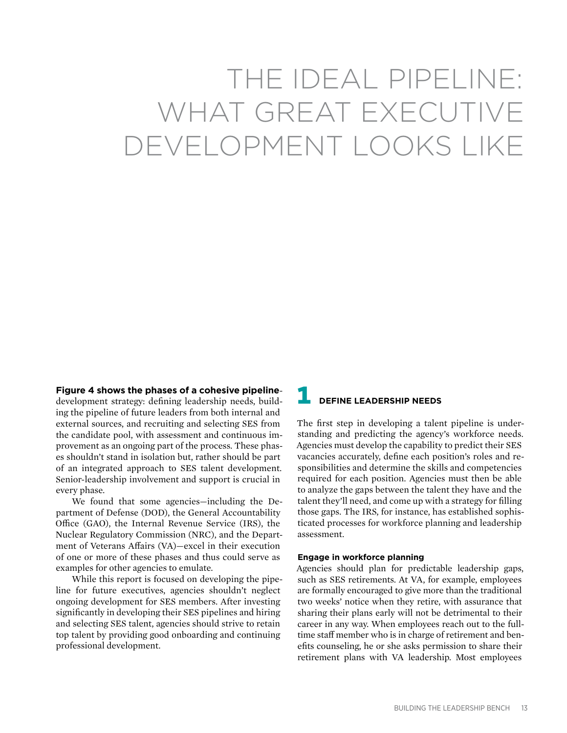# THE IDEAL PIPELINE: WHAT GREAT EXECUTIVE DEVELOPMENT LOOKS LIKE

**Figure 4 shows the phases of a cohesive pipeline**-development strategy: defining leadership needs, building the pipeline of future leaders from both internal and external sources, and recruiting and selecting SES from the candidate pool, with assessment and continuous improvement as an ongoing part of the process. These phases shouldn't stand in isolation but, rather should be part of an integrated approach to SES talent development. Senior-leadership involvement and support is crucial in every phase.

We found that some agencies—including the Department of Defense (DOD), the General Accountability Office (GAO), the Internal Revenue Service (IRS), the Nuclear Regulatory Commission (NRC), and the Department of Veterans Affairs (VA)—excel in their execution of one or more of these phases and thus could serve as examples for other agencies to emulate.

While this report is focused on developing the pipeline for future executives, agencies shouldn't neglect ongoing development for SES members. After investing significantly in developing their SES pipelines and hiring and selecting SES talent, agencies should strive to retain top talent by providing good onboarding and continuing professional development.

## 1 DEFINE LEADERSHIP NEEDS

The first step in developing a talent pipeline is understanding and predicting the agency's workforce needs. Agencies must develop the capability to predict their SES vacancies accurately, define each position's roles and responsibilities and determine the skills and competencies required for each position. Agencies must then be able to analyze the gaps between the talent they have and the talent they'll need, and come up with a strategy for filling those gaps. The IRS, for instance, has established sophisticated processes for workforce planning and leadership assessment.

### Engage in workforce planning

Agencies should plan for predictable leadership gaps, such as SES retirements. At VA, for example, employees are formally encouraged to give more than the traditional two weeks' notice when they retire, with assurance that sharing their plans early will not be detrimental to their career in any way. When employees reach out to the full-time staff member who is in charge of retirement and benefits counseling, he or she asks permission to share their retirement plans with VA leadership. Most employees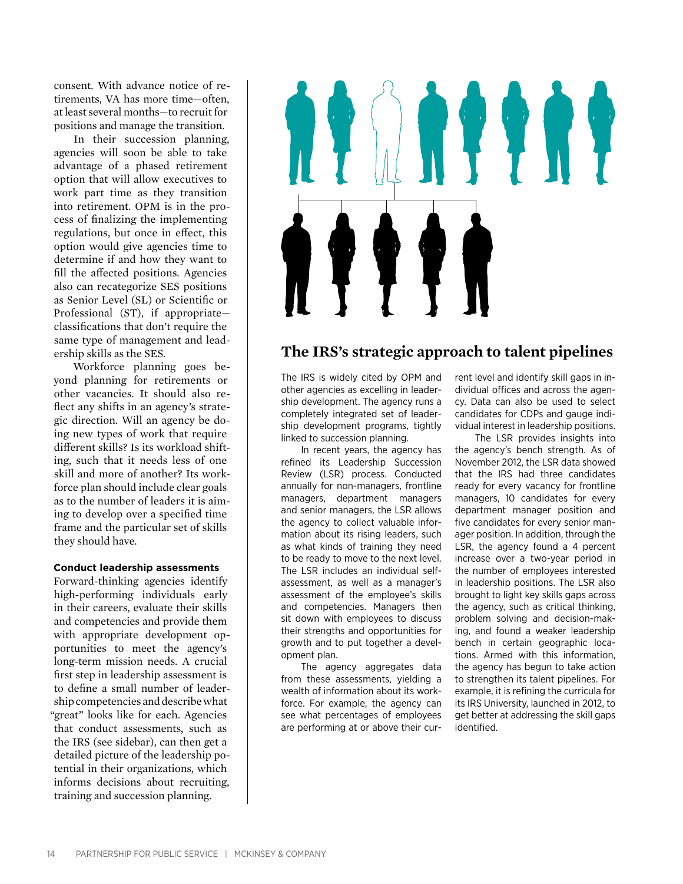consent. With advance notice of retirements, VA has more time—often, at least several months—to recruit for positions and manage the transition.

In their succession planning, agencies will soon be able to take advantage of a phased retirement option that will allow executives to work part time as they transition into retirement. OPM is in the process of finalizing the implementing regulations, but once in effect, this option would give agencies time to determine if and how they want to fill the affected positions. Agencies also can recategorize SES positions as Senior Level (SL) or Scientific or Professional (ST), if appropriate—classifications that don't require the same type of management and leadership skills as the SES.

Workforce planning goes beyond planning for retirements or other vacancies. It should also reflect any shifts in an agency's strategic direction. Will an agency be doing new types of work that require different skills? Is its workload shifting, such that it needs less of one skill and more of another? Its workforce plan should include clear goals as to the number of leaders it is aiming to develop over a specified time frame and the particular set of skills they should have.

**Conduct leadership assessments**

Forward-thinking agencies identify high-performing individuals early in their careers, evaluate their skills and competencies and provide them with appropriate development opportunities to meet the agency's long-term mission needs. A crucial first step in leadership assessment is to define a small number of leadership competencies and describe what "great" looks like for each. Agencies that conduct assessments, such as the IRS (see sidebar), can then get a detailed picture of the leadership potential in their organizations, which informs decisions about recruiting, training and succession planning.

## The IRS's strategic approach to talent pipelines

The IRS is widely cited by OPM and other agencies as excelling in leadership development. The agency runs a completely integrated set of leadership development programs, tightly linked to succession planning.

In recent years, the agency has refined its Leadership Succession Review (LSR) process. Conducted annually for non-managers, frontline managers, department managers and senior managers, the LSR allows the agency to collect valuable information about its rising leaders, such as what kinds of training they need to be ready to move to the next level. The LSR includes an individual self-assessment, as well as a manager's assessment of the employee's skills and competencies. Managers then sit down with employees to discuss their strengths and opportunities for growth and to put together a development plan.

The agency aggregates data from these assessments, yielding a wealth of information about its workforce. For example, the agency can see what percentages of employees are performing at or above their current level and identify skill gaps in individual offices and across the agency. Data can also be used to select candidates for CDPs and gauge individual interest in leadership positions.

The LSR provides insights into the agency's bench strength. As of November 2012, the LSR data showed that the IRS had three candidates ready for every vacancy for frontline managers, 10 candidates for every department manager position and five candidates for every senior manager position. In addition, through the LSR, the agency found a 4 percent increase over a two-year period in the number of employees interested in leadership positions. The LSR also brought to light key skills gaps across the agency, such as critical thinking, problem solving and decision-making, and found a weaker leadership bench in certain geographic locations. Armed with this information, the agency has begun to take action to strengthen its talent pipelines. For example, it is refining the curricula for its IRS University, launched in 2012, to get better at addressing the skill gaps identified.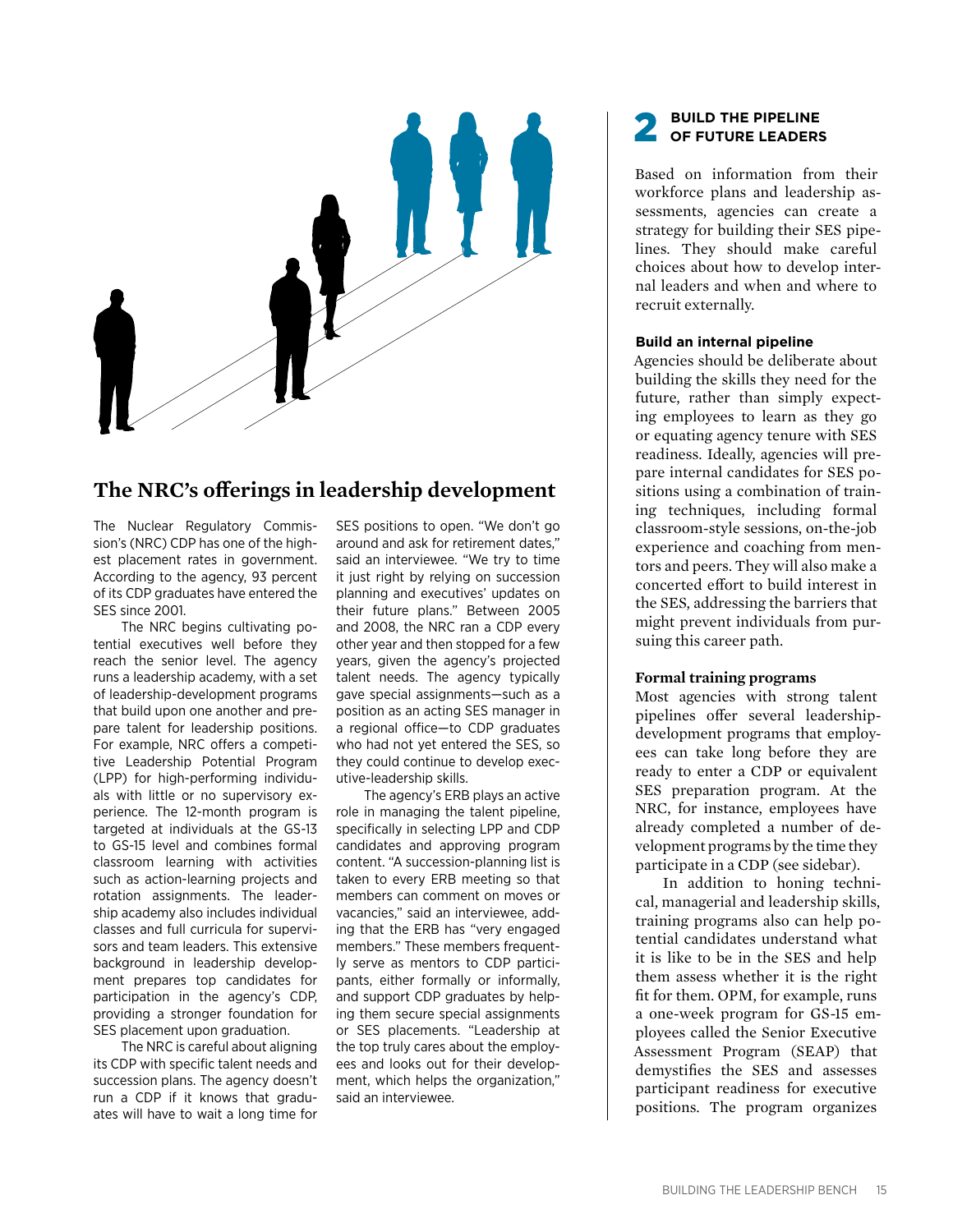## The NRC's offerings in leadership development

The Nuclear Regulatory Commission's (NRC) CDP has one of the highest placement rates in government. According to the agency, 93 percent of its CDP graduates have entered the SES since 2001.

The NRC begins cultivating potential executives well before they reach the senior level. The agency runs a leadership academy, with a set of leadership-development programs that build upon one another and prepare talent for leadership positions. For example, NRC offers a competitive Leadership Potential Program (LPP) for high-performing individuals with little or no supervisory experience. The 12-month program is targeted at individuals at the GS-13 to GS-15 level and combines formal classroom learning with activities such as action-learning projects and rotation assignments. The leadership academy also includes individual classes and full curricula for supervisors and team leaders. This extensive background in leadership development prepares top candidates for participation in the agency's CDP, providing a stronger foundation for SES placement upon graduation.

The NRC is careful about aligning its CDP with specific talent needs and succession plans. The agency doesn't run a CDP if it knows that graduates will have to wait a long time for SES positions to open. "We don't go around and ask for retirement dates," said an interviewee. "We try to time it just right by relying on succession planning and executives' updates on their future plans." Between 2005 and 2008, the NRC ran a CDP every other year and then stopped for a few years, given the agency's projected talent needs. The agency typically gave special assignments—such as a position as an acting SES manager in a regional office—to CDP graduates who had not yet entered the SES, so they could continue to develop executive-leadership skills.

The agency's ERB plays an active role in managing the talent pipeline, specifically in selecting LPP and CDP candidates and approving program content. "A succession-planning list is taken to every ERB meeting so that members can comment on moves or vacancies," said an interviewee, adding that the ERB has "very engaged members." These members frequently serve as mentors to CDP participants, either formally or informally, and support CDP graduates by helping them secure special assignments or SES placements. "Leadership at the top truly cares about the employees and looks out for their development, which helps the organization," said an interviewee.

## 2 BUILD THE PIPELINE OF FUTURE LEADERS

Based on information from their workforce plans and leadership assessments, agencies can create a strategy for building their SES pipelines. They should make careful choices about how to develop internal leaders and when and where to recruit externally.

### Build an internal pipeline

Agencies should be deliberate about building the skills they need for the future, rather than simply expecting employees to learn as they go or equating agency tenure with SES readiness. Ideally, agencies will prepare internal candidates for SES positions using a combination of training techniques, including formal classroom-style sessions, on-the-job experience and coaching from mentors and peers. They will also make a concerted effort to build interest in the SES, addressing the barriers that might prevent individuals from pursuing this career path.

**Formal training programs**

Most agencies with strong talent pipelines offer several leadership-development programs that employees can take long before they are ready to enter a CDP or equivalent SES preparation program. At the NRC, for instance, employees have already completed a number of development programs by the time they participate in a CDP (see sidebar).

In addition to honing technical, managerial and leadership skills, training programs also can help potential candidates understand what it is like to be in the SES and help them assess whether it is the right fit for them. OPM, for example, runs a one-week program for GS-15 employees called the Senior Executive Assessment Program (SEAP) that demystifies the SES and assesses participant readiness for executive positions. The program organizes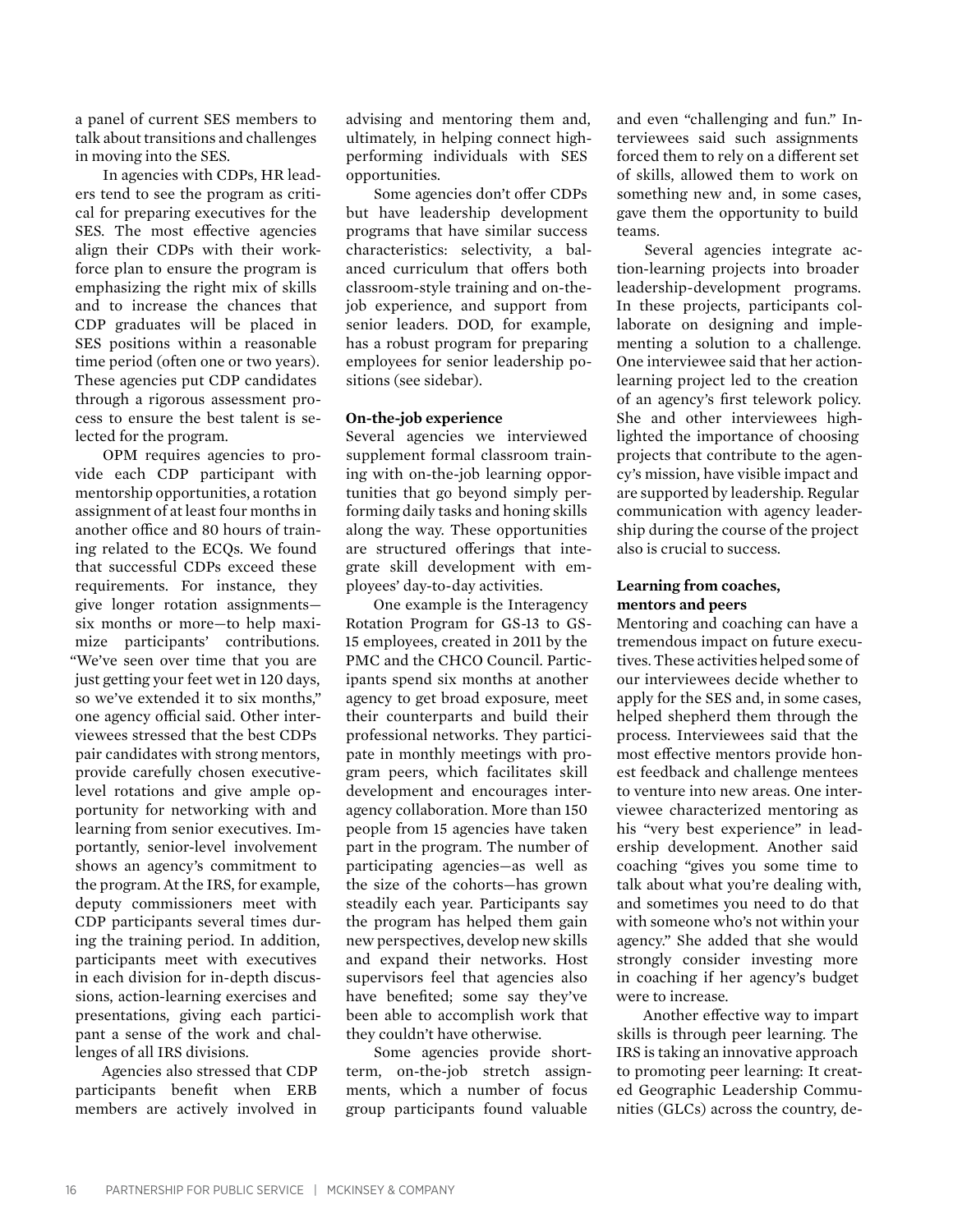a panel of current SES members to talk about transitions and challenges in moving into the SES.

In agencies with CDPs, HR leaders tend to see the program as critical for preparing executives for the SES. The most effective agencies align their CDPs with their workforce plan to ensure the program is emphasizing the right mix of skills and to increase the chances that CDP graduates will be placed in SES positions within a reasonable time period (often one or two years). These agencies put CDP candidates through a rigorous assessment process to ensure the best talent is selected for the program.

OPM requires agencies to provide each CDP participant with mentorship opportunities, a rotation assignment of at least four months in another office and 80 hours of training related to the ECQs. We found that successful CDPs exceed these requirements. For instance, they give longer rotation assignments—six months or more—to help maximize participants' contributions. "We've seen over time that you are just getting your feet wet in 120 days, so we've extended it to six months," one agency official said. Other interviewees stressed that the best CDPs pair candidates with strong mentors, provide carefully chosen executive-level rotations and give ample opportunity for networking with and learning from senior executives. Importantly, senior-level involvement shows an agency's commitment to the program. At the IRS, for example, deputy commissioners meet with CDP participants several times during the training period. In addition, participants meet with executives in each division for in-depth discussions, action-learning exercises and presentations, giving each participant a sense of the work and challenges of all IRS divisions.

Agencies also stressed that CDP participants benefit when ERB members are actively involved in advising and mentoring them and, ultimately, in helping connect high-performing individuals with SES opportunities.

Some agencies don't offer CDPs but have leadership development programs that have similar success characteristics: selectivity, a balanced curriculum that offers both classroom-style training and on-the-job experience, and support from senior leaders. DOD, for example, has a robust program for preparing employees for senior leadership positions (see sidebar).

**On-the-job experience**

Several agencies we interviewed supplement formal classroom training with on-the-job learning opportunities that go beyond simply performing daily tasks and honing skills along the way. These opportunities are structured offerings that integrate skill development with employees' day-to-day activities.

One example is the Interagency Rotation Program for GS-13 to GS-15 employees, created in 2011 by the PMC and the CHCO Council. Participants spend six months at another agency to get broad exposure, meet their counterparts and build their professional networks. They participate in monthly meetings with program peers, which facilitates skill development and encourages interagency collaboration. More than 150 people from 15 agencies have taken part in the program. The number of participating agencies—as well as the size of the cohorts—has grown steadily each year. Participants say the program has helped them gain new perspectives, develop new skills and expand their networks. Host supervisors feel that agencies also have benefited; some say they've been able to accomplish work that they couldn't have otherwise.

Some agencies provide short-term, on-the-job stretch assignments, which a number of focus group participants found valuable and even "challenging and fun." Interviewees said such assignments forced them to rely on a different set of skills, allowed them to work on something new and, in some cases, gave them the opportunity to build teams.

Several agencies integrate action-learning projects into broader leadership-development programs. In these projects, participants collaborate on designing and implementing a solution to a challenge. One interviewee said that her action-learning project led to the creation of an agency's first telework policy. She and other interviewees highlighted the importance of choosing projects that contribute to the agency's mission, have visible impact and are supported by leadership. Regular communication with agency leadership during the course of the project also is crucial to success.

**Learning from coaches, mentors and peers**

Mentoring and coaching can have a tremendous impact on future executives. These activities helped some of our interviewees decide whether to apply for the SES and, in some cases, helped shepherd them through the process. Interviewees said that the most effective mentors provide honest feedback and challenge mentees to venture into new areas. One interviewee characterized mentoring as his "very best experience" in leadership development. Another said coaching "gives you some time to talk about what you're dealing with, and sometimes you need to do that with someone who's not within your agency." She added that she would strongly consider investing more in coaching if her agency's budget were to increase.

Another effective way to impart skills is through peer learning. The IRS is taking an innovative approach to promoting peer learning: It created Geographic Leadership Communities (GLCs) across the country, de-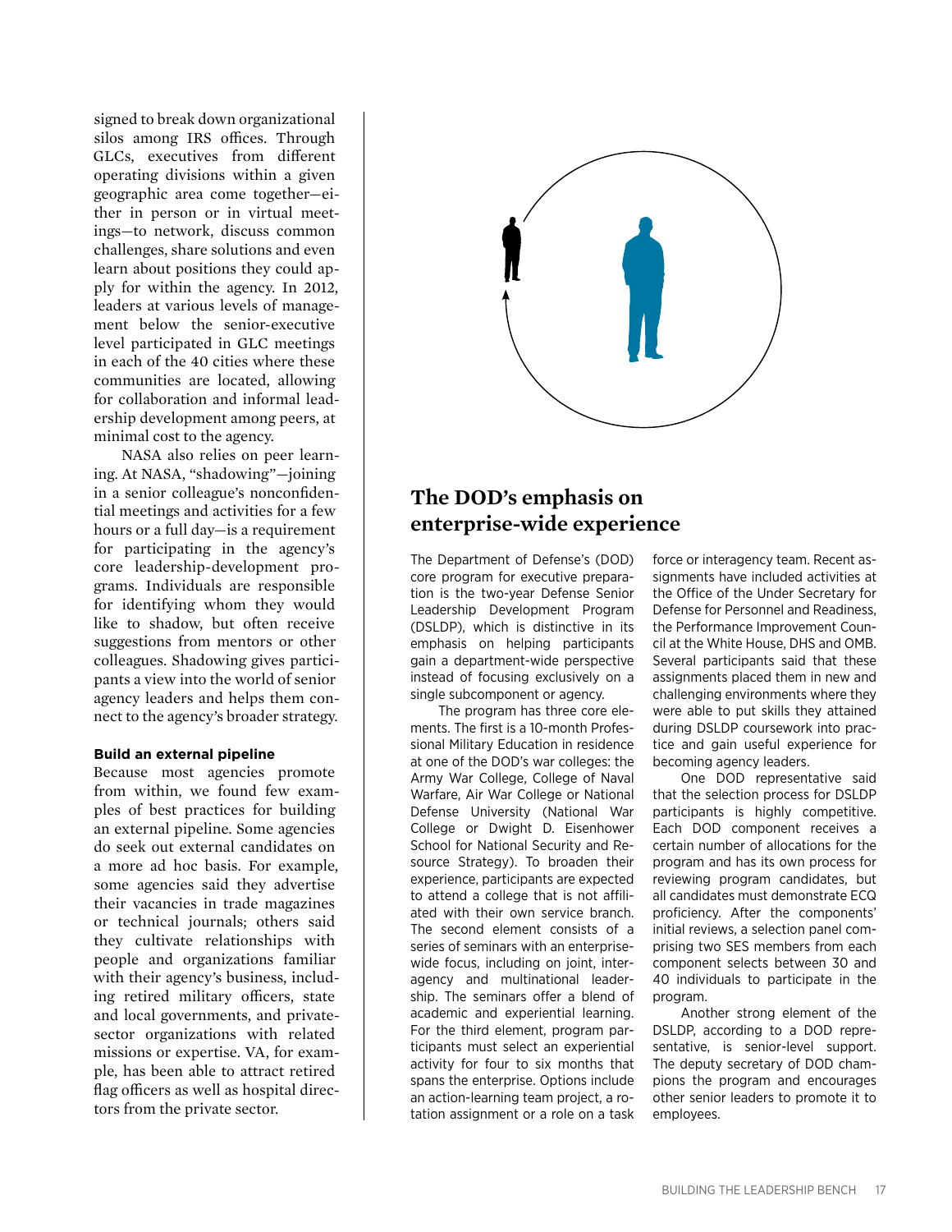signed to break down organizational silos among IRS offices. Through GLCs, executives from different operating divisions within a given geographic area come together—either in person or in virtual meetings—to network, discuss common challenges, share solutions and even learn about positions they could apply for within the agency. In 2012, leaders at various levels of management below the senior-executive level participated in GLC meetings in each of the 40 cities where these communities are located, allowing for collaboration and informal leadership development among peers, at minimal cost to the agency.

NASA also relies on peer learning. At NASA, "shadowing"—joining in a senior colleague's nonconfidential meetings and activities for a few hours or a full day—is a requirement for participating in the agency's core leadership-development programs. Individuals are responsible for identifying whom they would like to shadow, but often receive suggestions from mentors or other colleagues. Shadowing gives participants a view into the world of senior agency leaders and helps them connect to the agency's broader strategy.

#### Build an external pipeline

Because most agencies promote from within, we found few examples of best practices for building an external pipeline. Some agencies do seek out external candidates on a more ad hoc basis. For example, some agencies said they advertise their vacancies in trade magazines or technical journals; others said they cultivate relationships with people and organizations familiar with their agency's business, including retired military officers, state and local governments, and private-sector organizations with related missions or expertise. VA, for example, has been able to attract retired flag officers as well as hospital directors from the private sector.

## The DOD's emphasis on enterprise-wide experience

The Department of Defense's (DOD) core program for executive preparation is the two-year Defense Senior Leadership Development Program (DSLDP), which is distinctive in its emphasis on helping participants gain a department-wide perspective instead of focusing exclusively on a single subcomponent or agency.

The program has three core elements. The first is a 10-month Professional Military Education in residence at one of the DOD's war colleges: the Army War College, College of Naval Warfare, Air War College or National Defense University (National War College or Dwight D. Eisenhower School for National Security and Resource Strategy). To broaden their experience, participants are expected to attend a college that is not affiliated with their own service branch. The second element consists of a series of seminars with an enterprise-wide focus, including on joint, interagency and multinational leadership. The seminars offer a blend of academic and experiential learning. For the third element, program participants must select an experiential activity for four to six months that spans the enterprise. Options include an action-learning team project, a rotation assignment or a role on a task force or interagency team. Recent assignments have included activities at the Office of the Under Secretary for Defense for Personnel and Readiness, the Performance Improvement Council at the White House, DHS and OMB. Several participants said that these assignments placed them in new and challenging environments where they were able to put skills they attained during DSLDP coursework into practice and gain useful experience for becoming agency leaders.

One DOD representative said that the selection process for DSLDP participants is highly competitive. Each DOD component receives a certain number of allocations for the program and has its own process for reviewing program candidates, but all candidates must demonstrate ECQ proficiency. After the components' initial reviews, a selection panel comprising two SES members from each component selects between 30 and 40 individuals to participate in the program.

Another strong element of the DSLDP, according to a DOD representative, is senior-level support. The deputy secretary of DOD champions the program and encourages other senior leaders to promote it to employees.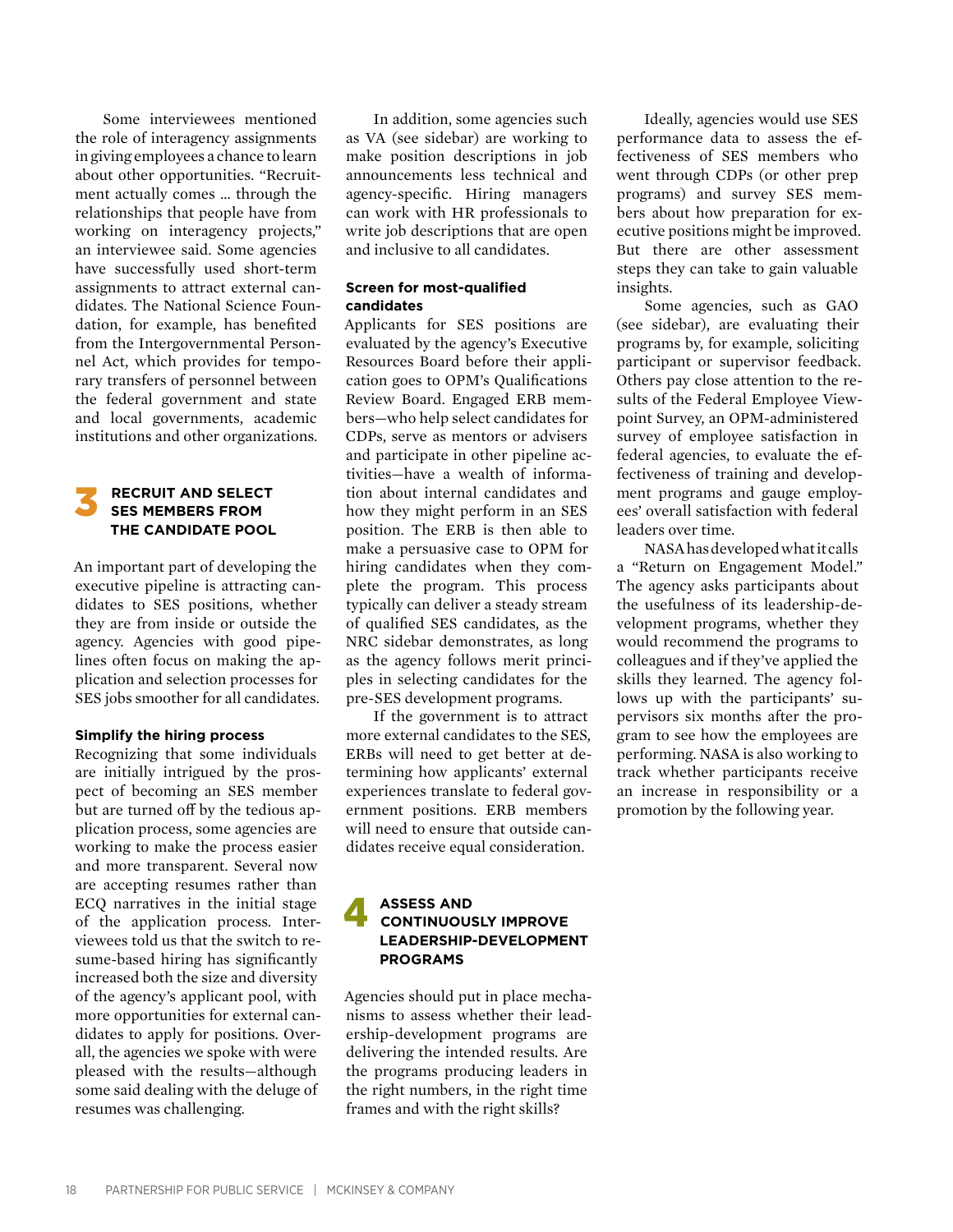Some interviewees mentioned the role of interagency assignments in giving employees a chance to learn about other opportunities. "Recruitment actually comes … through the relationships that people have from working on interagency projects," an interviewee said. Some agencies have successfully used short-term assignments to attract external candidates. The National Science Foundation, for example, has benefited from the Intergovernmental Personnel Act, which provides for temporary transfers of personnel between the federal government and state and local governments, academic institutions and other organizations.

## 3 RECRUIT AND SELECT SES MEMBERS FROM THE CANDIDATE POOL

An important part of developing the executive pipeline is attracting candidates to SES positions, whether they are from inside or outside the agency. Agencies with good pipelines often focus on making the application and selection processes for SES jobs smoother for all candidates.

### Simplify the hiring process

Recognizing that some individuals are initially intrigued by the prospect of becoming an SES member but are turned off by the tedious application process, some agencies are working to make the process easier and more transparent. Several now are accepting resumes rather than ECQ narratives in the initial stage of the application process. Interviewees told us that the switch to resume-based hiring has significantly increased both the size and diversity of the agency's applicant pool, with more opportunities for external candidates to apply for positions. Overall, the agencies we spoke with were pleased with the results—although some said dealing with the deluge of resumes was challenging.

In addition, some agencies such as VA (see sidebar) are working to make position descriptions in job announcements less technical and agency-specific. Hiring managers can work with HR professionals to write job descriptions that are open and inclusive to all candidates.

### Screen for most-qualified candidates

Applicants for SES positions are evaluated by the agency's Executive Resources Board before their application goes to OPM's Qualifications Review Board. Engaged ERB members—who help select candidates for CDPs, serve as mentors or advisers and participate in other pipeline activities—have a wealth of information about internal candidates and how they might perform in an SES position. The ERB is then able to make a persuasive case to OPM for hiring candidates when they complete the program. This process typically can deliver a steady stream of qualified SES candidates, as the NRC sidebar demonstrates, as long as the agency follows merit principles in selecting candidates for the pre-SES development programs.

If the government is to attract more external candidates to the SES, ERBs will need to get better at determining how applicants' external experiences translate to federal government positions. ERB members will need to ensure that outside candidates receive equal consideration.

## 4 ASSESS AND CONTINUOUSLY IMPROVE LEADERSHIP-DEVELOPMENT PROGRAMS

Agencies should put in place mechanisms to assess whether their leadership-development programs are delivering the intended results. Are the programs producing leaders in the right numbers, in the right time frames and with the right skills?

Ideally, agencies would use SES performance data to assess the effectiveness of SES members who went through CDPs (or other prep programs) and survey SES members about how preparation for executive positions might be improved. But there are other assessment steps they can take to gain valuable insights.

Some agencies, such as GAO (see sidebar), are evaluating their programs by, for example, soliciting participant or supervisor feedback. Others pay close attention to the results of the Federal Employee Viewpoint Survey, an OPM-administered survey of employee satisfaction in federal agencies, to evaluate the effectiveness of training and development programs and gauge employees' overall satisfaction with federal leaders over time.

NASA has developed what it calls a "Return on Engagement Model." The agency asks participants about the usefulness of its leadership-development programs, whether they would recommend the programs to colleagues and if they've applied the skills they learned. The agency follows up with the participants' supervisors six months after the program to see how the employees are performing. NASA is also working to track whether participants receive an increase in responsibility or a promotion by the following year.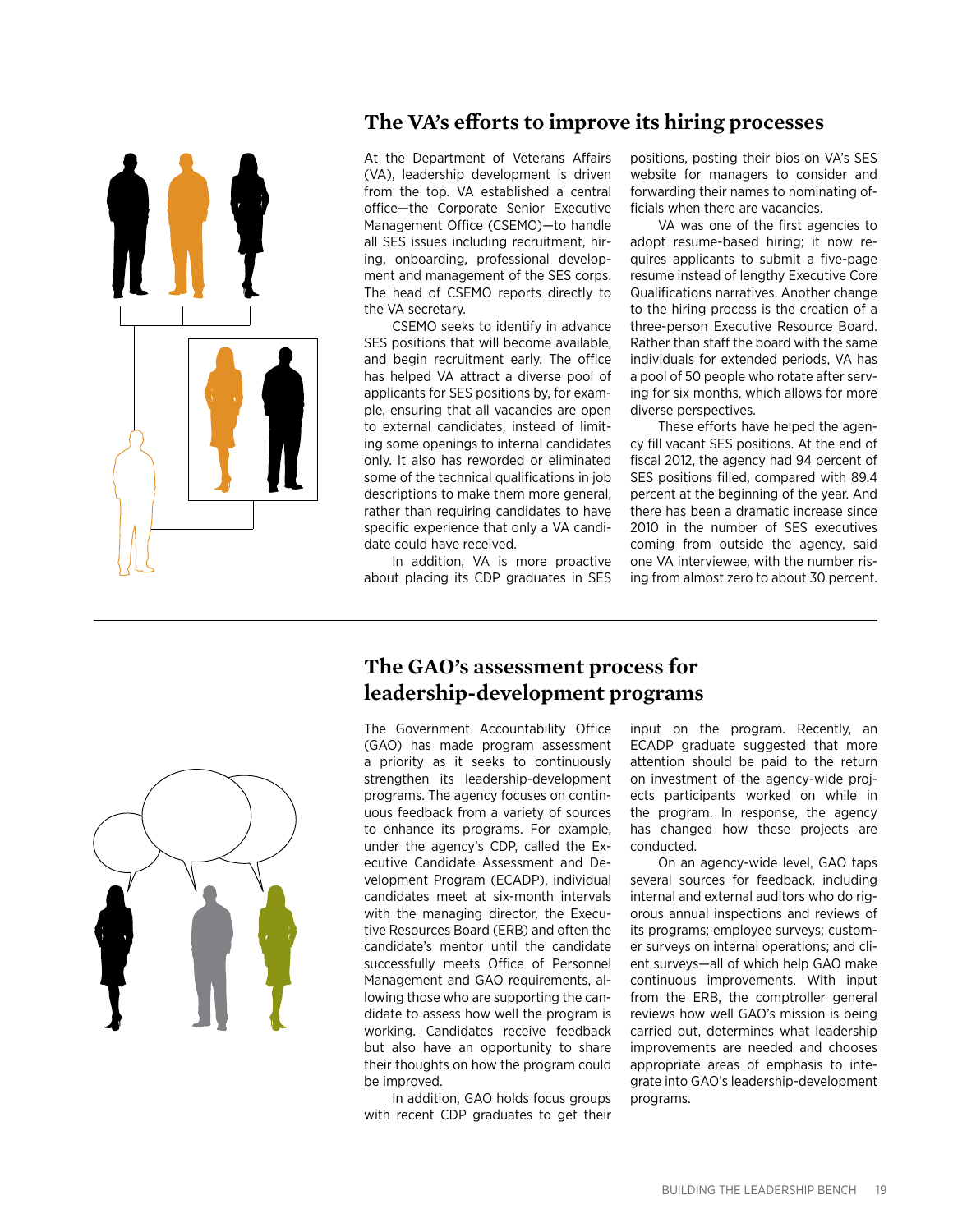## The VA's efforts to improve its hiring processes

At the Department of Veterans Affairs (VA), leadership development is driven from the top. VA established a central office—the Corporate Senior Executive Management Office (CSEMO)—to handle all SES issues including recruitment, hiring, onboarding, professional development and management of the SES corps. The head of CSEMO reports directly to the VA secretary.

CSEMO seeks to identify in advance SES positions that will become available, and begin recruitment early. The office has helped VA attract a diverse pool of applicants for SES positions by, for example, ensuring that all vacancies are open to external candidates, instead of limiting some openings to internal candidates only. It also has reworded or eliminated some of the technical qualifications in job descriptions to make them more general, rather than requiring candidates to have specific experience that only a VA candidate could have received.

In addition, VA is more proactive about placing its CDP graduates in SES positions, posting their bios on VA's SES website for managers to consider and forwarding their names to nominating officials when there are vacancies.

VA was one of the first agencies to adopt resume-based hiring; it now requires applicants to submit a five-page resume instead of lengthy Executive Core Qualifications narratives. Another change to the hiring process is the creation of a three-person Executive Resource Board. Rather than staff the board with the same individuals for extended periods, VA has a pool of 50 people who rotate after serving for six months, which allows for more diverse perspectives.

These efforts have helped the agency fill vacant SES positions. At the end of fiscal 2012, the agency had 94 percent of SES positions filled, compared with 89.4 percent at the beginning of the year. And there has been a dramatic increase since 2010 in the number of SES executives coming from outside the agency, said one VA interviewee, with the number rising from almost zero to about 30 percent.

## The GAO's assessment process for leadership-development programs

The Government Accountability Office (GAO) has made program assessment a priority as it seeks to continuously strengthen its leadership-development programs. The agency focuses on continuous feedback from a variety of sources to enhance its programs. For example, under the agency's CDP, called the Executive Candidate Assessment and Development Program (ECADP), individual candidates meet at six-month intervals with the managing director, the Executive Resources Board (ERB) and often the candidate's mentor until the candidate successfully meets Office of Personnel Management and GAO requirements, allowing those who are supporting the candidate to assess how well the program is working. Candidates receive feedback but also have an opportunity to share their thoughts on how the program could be improved.

In addition, GAO holds focus groups with recent CDP graduates to get their input on the program. Recently, an ECADP graduate suggested that more attention should be paid to the return on investment of the agency-wide projects participants worked on while in the program. In response, the agency has changed how these projects are conducted.

On an agency-wide level, GAO taps several sources for feedback, including internal and external auditors who do rigorous annual inspections and reviews of its programs; employee surveys; customer surveys on internal operations; and client surveys—all of which help GAO make continuous improvements. With input from the ERB, the comptroller general reviews how well GAO's mission is being carried out, determines what leadership improvements are needed and chooses appropriate areas of emphasis to integrate into GAO's leadership-development programs.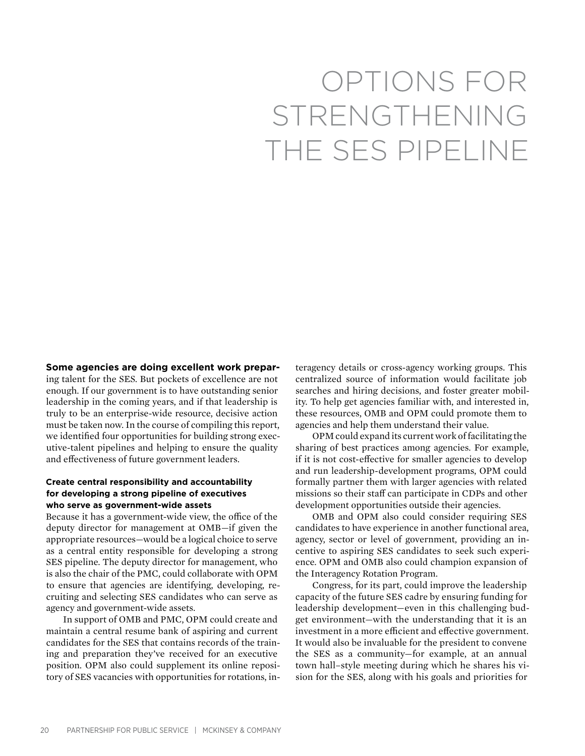# OPTIONS FOR STRENGTHENING THE SES PIPELINE

**Some agencies are doing excellent work preparing** talent for the SES. But pockets of excellence are not enough. If our government is to have outstanding senior leadership in the coming years, and if that leadership is truly to be an enterprise-wide resource, decisive action must be taken now. In the course of compiling this report, we identified four opportunities for building strong executive-talent pipelines and helping to ensure the quality and effectiveness of future government leaders.

### Create central responsibility and accountability for developing a strong pipeline of executives who serve as government-wide assets

Because it has a government-wide view, the office of the deputy director for management at OMB—if given the appropriate resources—would be a logical choice to serve as a central entity responsible for developing a strong SES pipeline. The deputy director for management, who is also the chair of the PMC, could collaborate with OPM to ensure that agencies are identifying, developing, recruiting and selecting SES candidates who can serve as agency and government-wide assets.

In support of OMB and PMC, OPM could create and maintain a central resume bank of aspiring and current candidates for the SES that contains records of the training and preparation they've received for an executive position. OPM also could supplement its online repository of SES vacancies with opportunities for rotations, interagency details or cross-agency working groups. This centralized source of information would facilitate job searches and hiring decisions, and foster greater mobility. To help get agencies familiar with, and interested in, these resources, OMB and OPM could promote them to agencies and help them understand their value.

OPM could expand its current work of facilitating the sharing of best practices among agencies. For example, if it is not cost-effective for smaller agencies to develop and run leadership-development programs, OPM could formally partner them with larger agencies with related missions so their staff can participate in CDPs and other development opportunities outside their agencies.

OMB and OPM also could consider requiring SES candidates to have experience in another functional area, agency, sector or level of government, providing an incentive to aspiring SES candidates to seek such experience. OPM and OMB also could champion expansion of the Interagency Rotation Program.

Congress, for its part, could improve the leadership capacity of the future SES cadre by ensuring funding for leadership development—even in this challenging budget environment—with the understanding that it is an investment in a more efficient and effective government. It would also be invaluable for the president to convene the SES as a community—for example, at an annual town hall–style meeting during which he shares his vision for the SES, along with his goals and priorities for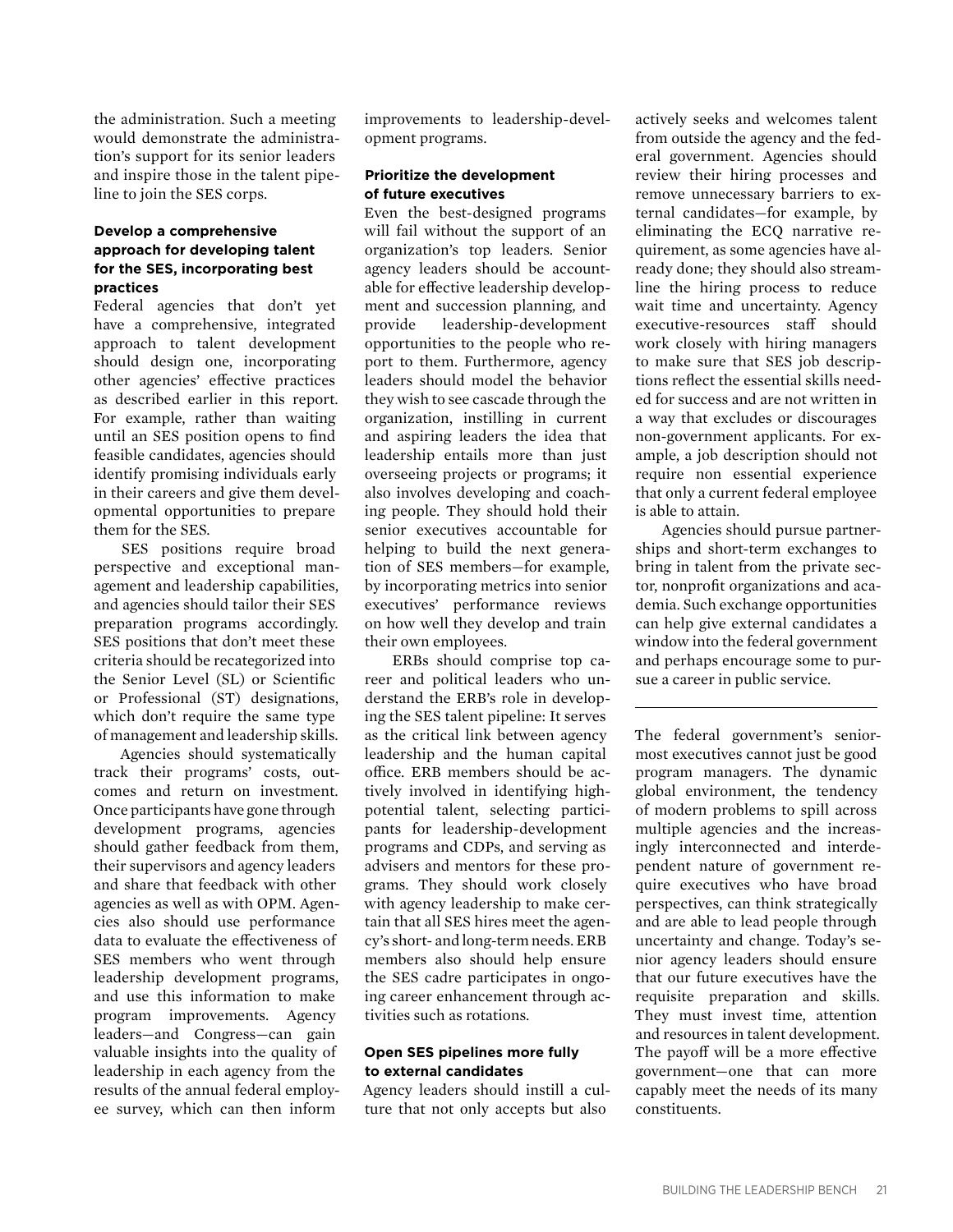the administration. Such a meeting would demonstrate the administration's support for its senior leaders and inspire those in the talent pipeline to join the SES corps.

**Develop a comprehensive approach for developing talent for the SES, incorporating best practices**

Federal agencies that don't yet have a comprehensive, integrated approach to talent development should design one, incorporating other agencies' effective practices as described earlier in this report. For example, rather than waiting until an SES position opens to find feasible candidates, agencies should identify promising individuals early in their careers and give them developmental opportunities to prepare them for the SES.

SES positions require broad perspective and exceptional management and leadership capabilities, and agencies should tailor their SES preparation programs accordingly. SES positions that don't meet these criteria should be recategorized into the Senior Level (SL) or Scientific or Professional (ST) designations, which don't require the same type of management and leadership skills.

Agencies should systematically track their programs' costs, outcomes and return on investment. Once participants have gone through development programs, agencies should gather feedback from them, their supervisors and agency leaders and share that feedback with other agencies as well as with OPM. Agencies also should use performance data to evaluate the effectiveness of SES members who went through leadership development programs, and use this information to make program improvements. Agency leaders—and Congress—can gain valuable insights into the quality of leadership in each agency from the results of the annual federal employee survey, which can then inform improvements to leadership-development programs.

**Prioritize the development of future executives**

Even the best-designed programs will fail without the support of an organization's top leaders. Senior agency leaders should be accountable for effective leadership development and succession planning, and provide leadership-development opportunities to the people who report to them. Furthermore, agency leaders should model the behavior they wish to see cascade through the organization, instilling in current and aspiring leaders the idea that leadership entails more than just overseeing projects or programs; it also involves developing and coaching people. They should hold their senior executives accountable for helping to build the next generation of SES members—for example, by incorporating metrics into senior executives' performance reviews on how well they develop and train their own employees.

ERBs should comprise top career and political leaders who understand the ERB's role in developing the SES talent pipeline: It serves as the critical link between agency leadership and the human capital office. ERB members should be actively involved in identifying high-potential talent, selecting participants for leadership-development programs and CDPs, and serving as advisers and mentors for these programs. They should work closely with agency leadership to make certain that all SES hires meet the agency's short- and long-term needs. ERB members also should help ensure the SES cadre participates in ongoing career enhancement through activities such as rotations.

**Open SES pipelines more fully to external candidates**

Agency leaders should instill a culture that not only accepts but also actively seeks and welcomes talent from outside the agency and the federal government. Agencies should review their hiring processes and remove unnecessary barriers to external candidates—for example, by eliminating the ECQ narrative requirement, as some agencies have already done; they should also streamline the hiring process to reduce wait time and uncertainty. Agency executive-resources staff should work closely with hiring managers to make sure that SES job descriptions reflect the essential skills needed for success and are not written in a way that excludes or discourages non-government applicants. For example, a job description should not require non essential experience that only a current federal employee is able to attain.

Agencies should pursue partnerships and short-term exchanges to bring in talent from the private sector, nonprofit organizations and academia. Such exchange opportunities can help give external candidates a window into the federal government and perhaps encourage some to pursue a career in public service.

---

The federal government's senior-most executives cannot just be good program managers. The dynamic global environment, the tendency of modern problems to spill across multiple agencies and the increasingly interconnected and interdependent nature of government require executives who have broad perspectives, can think strategically and are able to lead people through uncertainty and change. Today's senior agency leaders should ensure that our future executives have the requisite preparation and skills. They must invest time, attention and resources in talent development. The payoff will be a more effective government—one that can more capably meet the needs of its many constituents.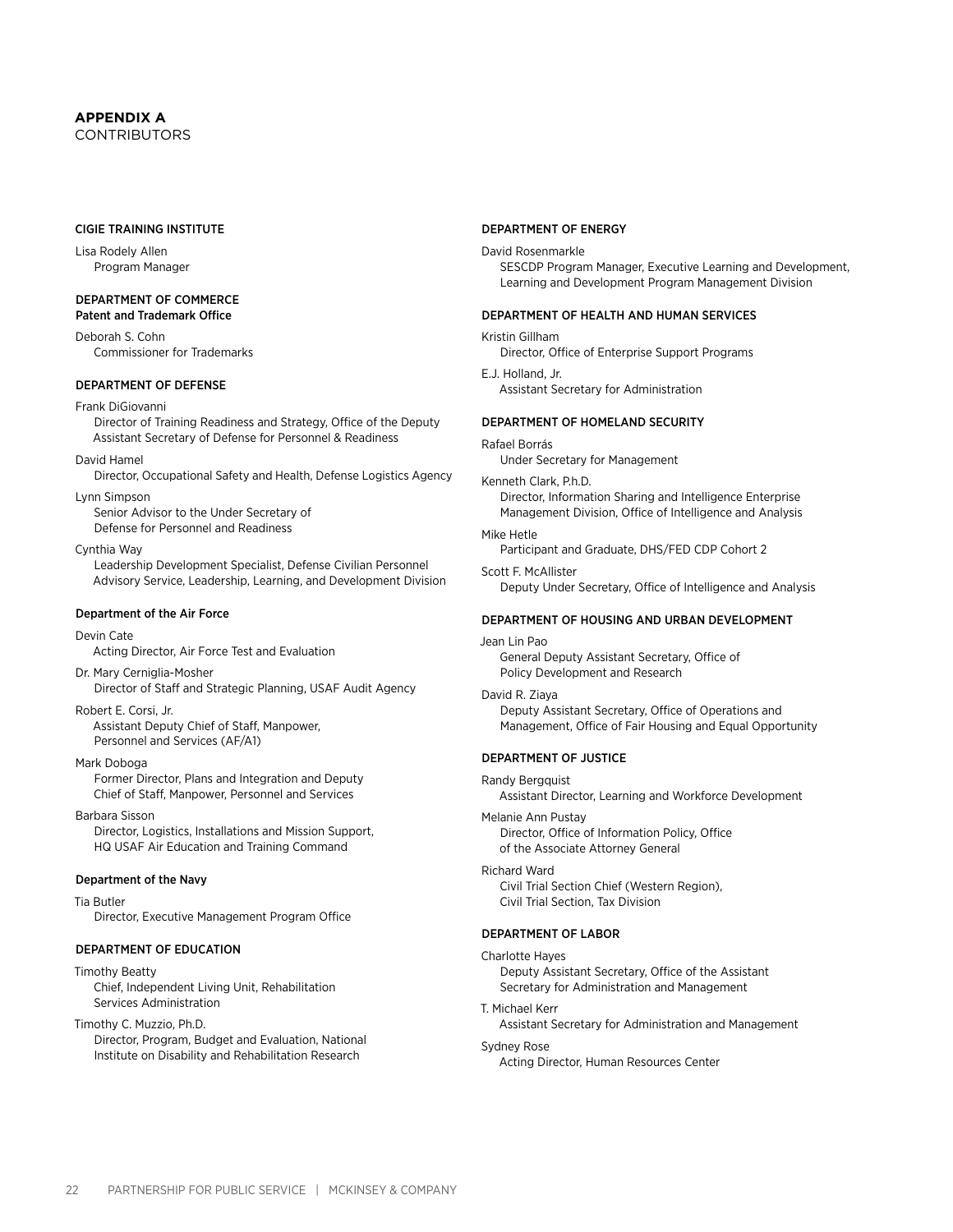## APPENDIX A
CONTRIBUTORS

### CIGIE TRAINING INSTITUTE

Lisa Rodely Allen
Program Manager

### DEPARTMENT OF COMMERCE
**Patent and Trademark Office**

Deborah S. Cohn
Commissioner for Trademarks

### DEPARTMENT OF DEFENSE

Frank DiGiovanni
Director of Training Readiness and Strategy, Office of the Deputy Assistant Secretary of Defense for Personnel & Readiness

David Hamel
Director, Occupational Safety and Health, Defense Logistics Agency

Lynn Simpson
Senior Advisor to the Under Secretary of Defense for Personnel and Readiness

Cynthia Way
Leadership Development Specialist, Defense Civilian Personnel Advisory Service, Leadership, Learning, and Development Division

**Department of the Air Force**

Devin Cate
Acting Director, Air Force Test and Evaluation

Dr. Mary Cerniglia-Mosher
Director of Staff and Strategic Planning, USAF Audit Agency

Robert E. Corsi, Jr.
Assistant Deputy Chief of Staff, Manpower, Personnel and Services (AF/A1)

Mark Doboga
Former Director, Plans and Integration and Deputy Chief of Staff, Manpower, Personnel and Services

Barbara Sisson
Director, Logistics, Installations and Mission Support, HQ USAF Air Education and Training Command

**Department of the Navy**

Tia Butler
Director, Executive Management Program Office

### DEPARTMENT OF EDUCATION

Timothy Beatty
Chief, Independent Living Unit, Rehabilitation Services Administration

Timothy C. Muzzio, Ph.D.
Director, Program, Budget and Evaluation, National Institute on Disability and Rehabilitation Research

### DEPARTMENT OF ENERGY

David Rosenmarkle
SESCDP Program Manager, Executive Learning and Development, Learning and Development Program Management Division

### DEPARTMENT OF HEALTH AND HUMAN SERVICES

Kristin Gillham
Director, Office of Enterprise Support Programs

E.J. Holland, Jr.
Assistant Secretary for Administration

### DEPARTMENT OF HOMELAND SECURITY

Rafael Borrás
Under Secretary for Management

Kenneth Clark, P.h.D.
Director, Information Sharing and Intelligence Enterprise Management Division, Office of Intelligence and Analysis

Mike Hetle
Participant and Graduate, DHS/FED CDP Cohort 2

Scott F. McAllister
Deputy Under Secretary, Office of Intelligence and Analysis

### DEPARTMENT OF HOUSING AND URBAN DEVELOPMENT

Jean Lin Pao
General Deputy Assistant Secretary, Office of Policy Development and Research

David R. Ziaya
Deputy Assistant Secretary, Office of Operations and Management, Office of Fair Housing and Equal Opportunity

### DEPARTMENT OF JUSTICE

Randy Bergquist
Assistant Director, Learning and Workforce Development

Melanie Ann Pustay
Director, Office of Information Policy, Office of the Associate Attorney General

Richard Ward
Civil Trial Section Chief (Western Region), Civil Trial Section, Tax Division

### DEPARTMENT OF LABOR

Charlotte Hayes
Deputy Assistant Secretary, Office of the Assistant Secretary for Administration and Management

T. Michael Kerr
Assistant Secretary for Administration and Management

Sydney Rose
Acting Director, Human Resources Center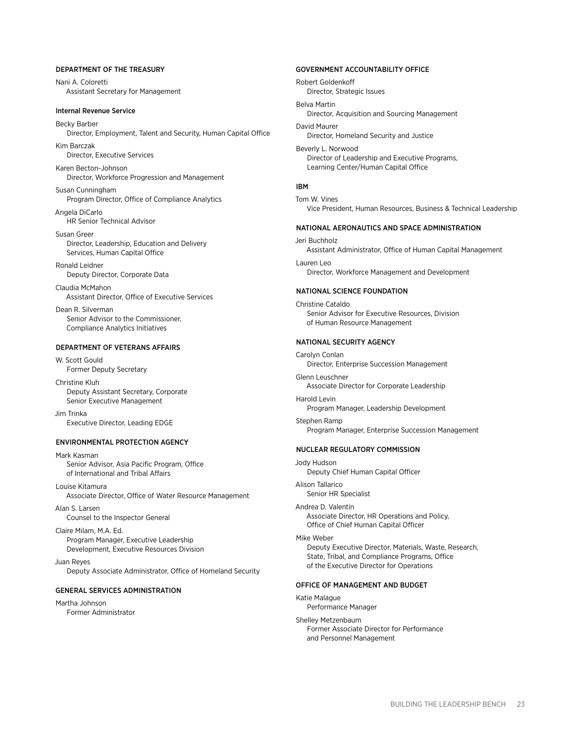### DEPARTMENT OF THE TREASURY

Nani A. Coloretti
Assistant Secretary for Management

#### Internal Revenue Service

Becky Barber
Director, Employment, Talent and Security, Human Capital Office

Kim Barczak
Director, Executive Services

Karen Becton-Johnson
Director, Workforce Progression and Management

Susan Cunningham
Program Director, Office of Compliance Analytics

Angela DiCarlo
HR Senior Technical Advisor

Susan Greer
Director, Leadership, Education and Delivery Services, Human Capital Office

Ronald Leidner
Deputy Director, Corporate Data

Claudia McMahon
Assistant Director, Office of Executive Services

Dean R. Silverman
Senior Advisor to the Commissioner, Compliance Analytics Initiatives

### DEPARTMENT OF VETERANS AFFAIRS

W. Scott Gould
Former Deputy Secretary

Christine Kluh
Deputy Assistant Secretary, Corporate Senior Executive Management

Jim Trinka
Executive Director, Leading EDGE

### ENVIRONMENTAL PROTECTION AGENCY

Mark Kasman
Senior Advisor, Asia Pacific Program, Office of International and Tribal Affairs

Louise Kitamura
Associate Director, Office of Water Resource Management

Alan S. Larsen
Counsel to the Inspector General

Claire Milam, M.A. Ed.
Program Manager, Executive Leadership Development, Executive Resources Division

Juan Reyes
Deputy Associate Administrator, Office of Homeland Security

### GENERAL SERVICES ADMINISTRATION

Martha Johnson
Former Administrator

### GOVERNMENT ACCOUNTABILITY OFFICE

Robert Goldenkoff
Director, Strategic Issues

Belva Martin
Director, Acquisition and Sourcing Management

David Maurer
Director, Homeland Security and Justice

Beverly L. Norwood
Director of Leadership and Executive Programs, Learning Center/Human Capital Office

### IBM

Tom W. Vines
Vice President, Human Resources, Business & Technical Leadership

### NATIONAL AERONAUTICS AND SPACE ADMINISTRATION

Jeri Buchholz
Assistant Administrator, Office of Human Capital Management

Lauren Leo
Director, Workforce Management and Development

### NATIONAL SCIENCE FOUNDATION

Christine Cataldo
Senior Advisor for Executive Resources, Division of Human Resource Management

### NATIONAL SECURITY AGENCY

Carolyn Conlan
Director, Enterprise Succession Management

Glenn Leuschner
Associate Director for Corporate Leadership

Harold Levin
Program Manager, Leadership Development

Stephen Ramp
Program Manager, Enterprise Succession Management

### NUCLEAR REGULATORY COMMISSION

Jody Hudson
Deputy Chief Human Capital Officer

Alison Tallarico
Senior HR Specialist

Andrea D. Valentin
Associate Director, HR Operations and Policy, Office of Chief Human Capital Officer

Mike Weber
Deputy Executive Director, Materials, Waste, Research, State, Tribal, and Compliance Programs, Office of the Executive Director for Operations

### OFFICE OF MANAGEMENT AND BUDGET

Katie Malague
Performance Manager

Shelley Metzenbaum
Former Associate Director for Performance and Personnel Management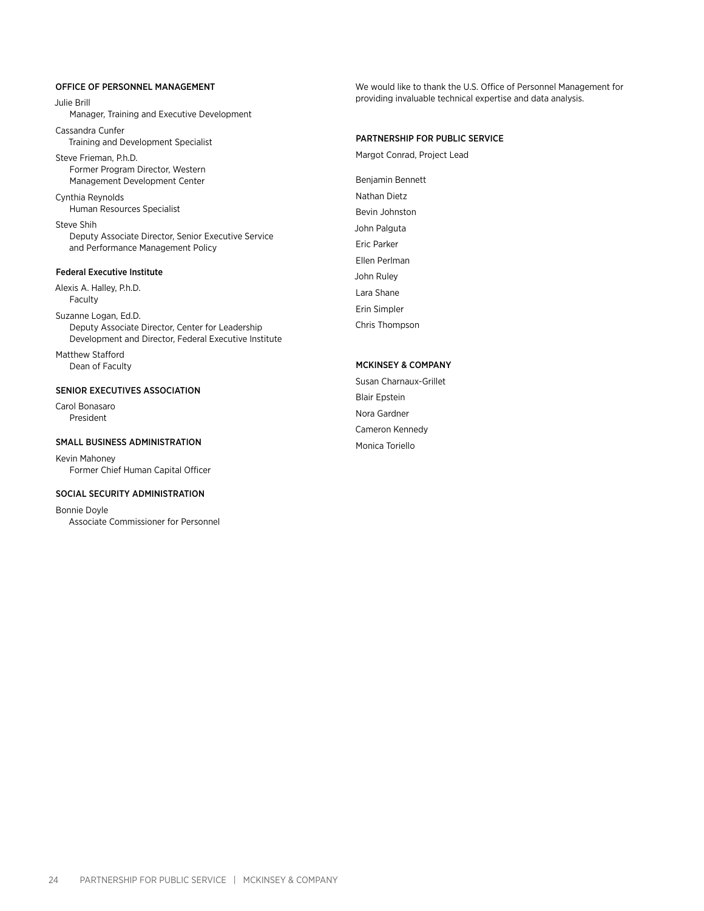### OFFICE OF PERSONNEL MANAGEMENT

Julie Brill
Manager, Training and Executive Development

Cassandra Cunfer
Training and Development Specialist

Steve Frieman, P.h.D.
Former Program Director, Western Management Development Center

Cynthia Reynolds
Human Resources Specialist

Steve Shih
Deputy Associate Director, Senior Executive Service and Performance Management Policy

### Federal Executive Institute

Alexis A. Halley, P.h.D.
Faculty

Suzanne Logan, Ed.D.
Deputy Associate Director, Center for Leadership Development and Director, Federal Executive Institute

Matthew Stafford
Dean of Faculty

### SENIOR EXECUTIVES ASSOCIATION

Carol Bonasaro
President

### SMALL BUSINESS ADMINISTRATION

Kevin Mahoney
Former Chief Human Capital Officer

### SOCIAL SECURITY ADMINISTRATION

Bonnie Doyle
Associate Commissioner for Personnel

We would like to thank the U.S. Office of Personnel Management for providing invaluable technical expertise and data analysis.

### PARTNERSHIP FOR PUBLIC SERVICE

Margot Conrad, Project Lead

Benjamin Bennett
Nathan Dietz
Bevin Johnston
John Palguta
Eric Parker
Ellen Perlman
John Ruley
Lara Shane
Erin Simpler
Chris Thompson

### MCKINSEY & COMPANY

Susan Charnaux-Grillet
Blair Epstein
Nora Gardner
Cameron Kennedy
Monica Toriello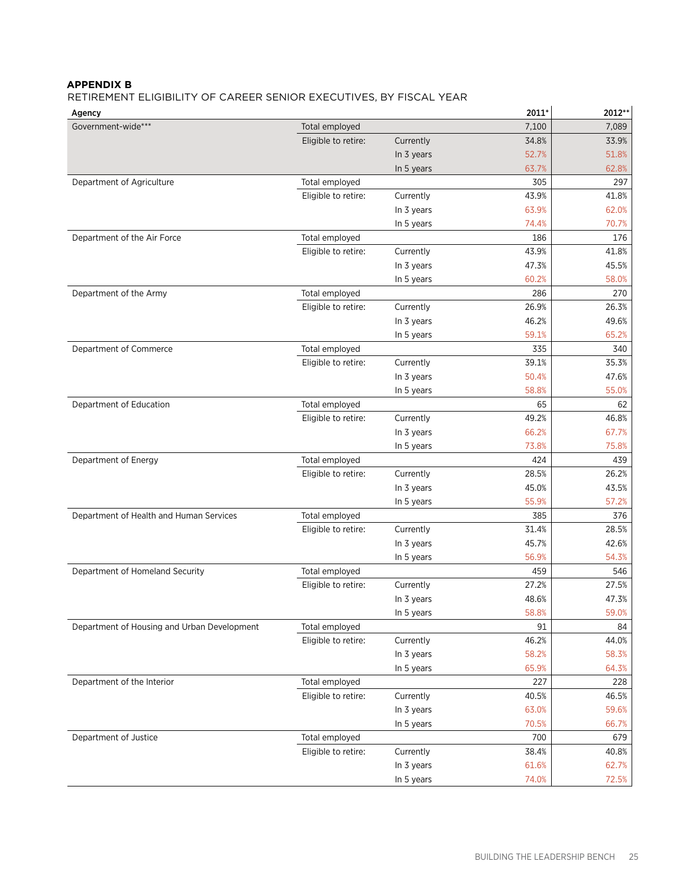**APPENDIX B**

RETIREMENT ELIGIBILITY OF CAREER SENIOR EXECUTIVES, BY FISCAL YEAR

| Agency | | | 2011* | 2012** |
|---|---|---|---|---|
| Government-wide*** | Total employed | | 7,100 | 7,089 |
| | Eligible to retire: | Currently | 34.8% | 33.9% |
| | | In 3 years | 52.7% | 51.8% |
| | | In 5 years | 63.7% | 62.8% |
| Department of Agriculture | Total employed | | 305 | 297 |
| | Eligible to retire: | Currently | 43.9% | 41.8% |
| | | In 3 years | 63.9% | 62.0% |
| | | In 5 years | 74.4% | 70.7% |
| Department of the Air Force | Total employed | | 186 | 176 |
| | Eligible to retire: | Currently | 43.9% | 41.8% |
| | | In 3 years | 47.3% | 45.5% |
| | | In 5 years | 60.2% | 58.0% |
| Department of the Army | Total employed | | 286 | 270 |
| | Eligible to retire: | Currently | 26.9% | 26.3% |
| | | In 3 years | 46.2% | 49.6% |
| | | In 5 years | 59.1% | 65.2% |
| Department of Commerce | Total employed | | 335 | 340 |
| | Eligible to retire: | Currently | 39.1% | 35.3% |
| | | In 3 years | 50.4% | 47.6% |
| | | In 5 years | 58.8% | 55.0% |
| Department of Education | Total employed | | 65 | 62 |
| | Eligible to retire: | Currently | 49.2% | 46.8% |
| | | In 3 years | 66.2% | 67.7% |
| | | In 5 years | 73.8% | 75.8% |
| Department of Energy | Total employed | | 424 | 439 |
| | Eligible to retire: | Currently | 28.5% | 26.2% |
| | | In 3 years | 45.0% | 43.5% |
| | | In 5 years | 55.9% | 57.2% |
| Department of Health and Human Services | Total employed | | 385 | 376 |
| | Eligible to retire: | Currently | 31.4% | 28.5% |
| | | In 3 years | 45.7% | 42.6% |
| | | In 5 years | 56.9% | 54.3% |
| Department of Homeland Security | Total employed | | 459 | 546 |
| | Eligible to retire: | Currently | 27.2% | 27.5% |
| | | In 3 years | 48.6% | 47.3% |
| | | In 5 years | 58.8% | 59.0% |
| Department of Housing and Urban Development | Total employed | | 91 | 84 |
| | Eligible to retire: | Currently | 46.2% | 44.0% |
| | | In 3 years | 58.2% | 58.3% |
| | | In 5 years | 65.9% | 64.3% |
| Department of the Interior | Total employed | | 227 | 228 |
| | Eligible to retire: | Currently | 40.5% | 46.5% |
| | | In 3 years | 63.0% | 59.6% |
| | | In 5 years | 70.5% | 66.7% |
| Department of Justice | Total employed | | 700 | 679 |
| | Eligible to retire: | Currently | 38.4% | 40.8% |
| | | In 3 years | 61.6% | 62.7% |
| | | In 5 years | 74.0% | 72.5% |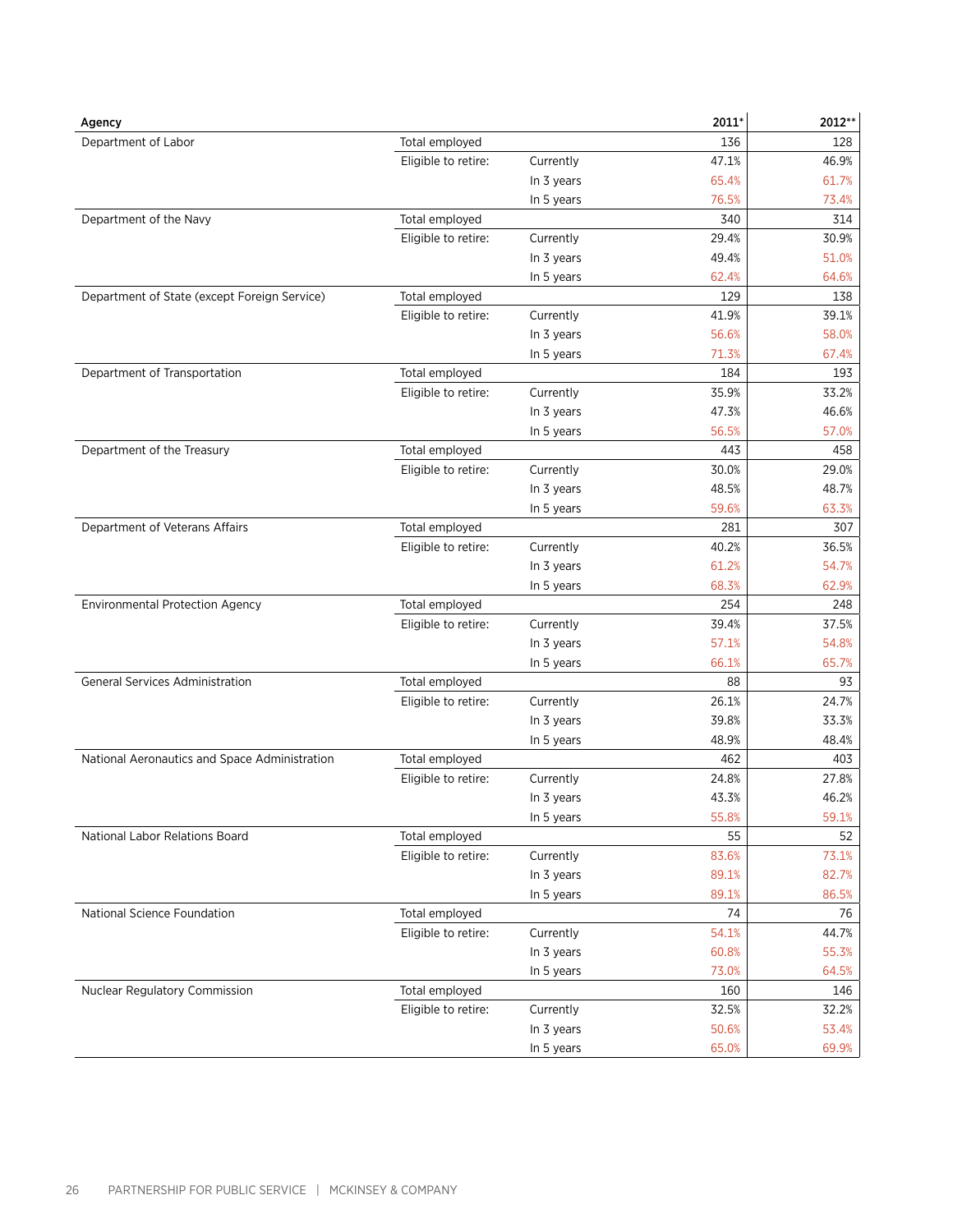| Agency | | | 2011* | 2012** |
|---|---|---|---|---|
| Department of Labor | Total employed | | 136 | 128 |
| | Eligible to retire: | Currently | 47.1% | 46.9% |
| | | In 3 years | 65.4% | 61.7% |
| | | In 5 years | 76.5% | 73.4% |
| Department of the Navy | Total employed | | 340 | 314 |
| | Eligible to retire: | Currently | 29.4% | 30.9% |
| | | In 3 years | 49.4% | 51.0% |
| | | In 5 years | 62.4% | 64.6% |
| Department of State (except Foreign Service) | Total employed | | 129 | 138 |
| | Eligible to retire: | Currently | 41.9% | 39.1% |
| | | In 3 years | 56.6% | 58.0% |
| | | In 5 years | 71.3% | 67.4% |
| Department of Transportation | Total employed | | 184 | 193 |
| | Eligible to retire: | Currently | 35.9% | 33.2% |
| | | In 3 years | 47.3% | 46.6% |
| | | In 5 years | 56.5% | 57.0% |
| Department of the Treasury | Total employed | | 443 | 458 |
| | Eligible to retire: | Currently | 30.0% | 29.0% |
| | | In 3 years | 48.5% | 48.7% |
| | | In 5 years | 59.6% | 63.3% |
| Department of Veterans Affairs | Total employed | | 281 | 307 |
| | Eligible to retire: | Currently | 40.2% | 36.5% |
| | | In 3 years | 61.2% | 54.7% |
| | | In 5 years | 68.3% | 62.9% |
| Environmental Protection Agency | Total employed | | 254 | 248 |
| | Eligible to retire: | Currently | 39.4% | 37.5% |
| | | In 3 years | 57.1% | 54.8% |
| | | In 5 years | 66.1% | 65.7% |
| General Services Administration | Total employed | | 88 | 93 |
| | Eligible to retire: | Currently | 26.1% | 24.7% |
| | | In 3 years | 39.8% | 33.3% |
| | | In 5 years | 48.9% | 48.4% |
| National Aeronautics and Space Administration | Total employed | | 462 | 403 |
| | Eligible to retire: | Currently | 24.8% | 27.8% |
| | | In 3 years | 43.3% | 46.2% |
| | | In 5 years | 55.8% | 59.1% |
| National Labor Relations Board | Total employed | | 55 | 52 |
| | Eligible to retire: | Currently | 83.6% | 73.1% |
| | | In 3 years | 89.1% | 82.7% |
| | | In 5 years | 89.1% | 86.5% |
| National Science Foundation | Total employed | | 74 | 76 |
| | Eligible to retire: | Currently | 54.1% | 44.7% |
| | | In 3 years | 60.8% | 55.3% |
| | | In 5 years | 73.0% | 64.5% |
| Nuclear Regulatory Commission | Total employed | | 160 | 146 |
| | Eligible to retire: | Currently | 32.5% | 32.2% |
| | | In 3 years | 50.6% | 53.4% |
| | | In 5 years | 65.0% | 69.9% |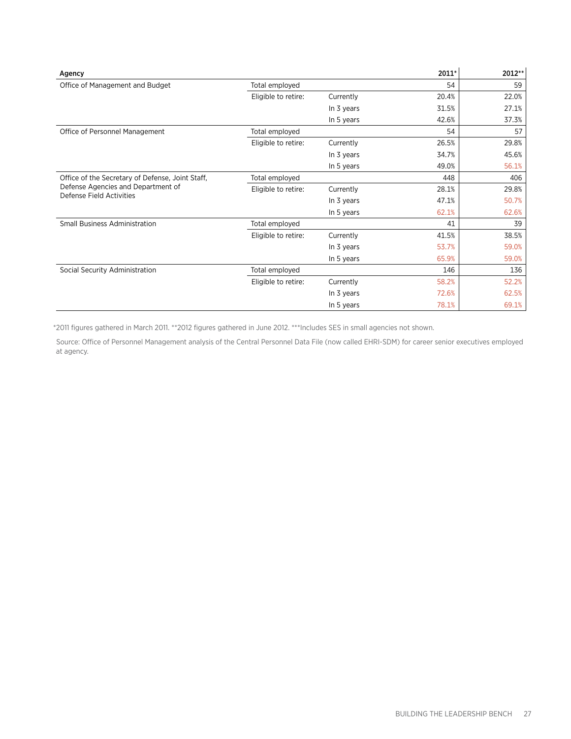| Agency | | | 2011* | 2012** |
|---|---|---|---|---|
| Office of Management and Budget | Total employed | | 54 | 59 |
| | Eligible to retire: | Currently | 20.4% | 22.0% |
| | | In 3 years | 31.5% | 27.1% |
| | | In 5 years | 42.6% | 37.3% |
| Office of Personnel Management | Total employed | | 54 | 57 |
| | Eligible to retire: | Currently | 26.5% | 29.8% |
| | | In 3 years | 34.7% | 45.6% |
| | | In 5 years | 49.0% | 56.1% |
| Office of the Secretary of Defense, Joint Staff, Defense Agencies and Department of Defense Field Activities | Total employed | | 448 | 406 |
| | Eligible to retire: | Currently | 28.1% | 29.8% |
| | | In 3 years | 47.1% | 50.7% |
| | | In 5 years | 62.1% | 62.6% |
| Small Business Administration | Total employed | | 41 | 39 |
| | Eligible to retire: | Currently | 41.5% | 38.5% |
| | | In 3 years | 53.7% | 59.0% |
| | | In 5 years | 65.9% | 59.0% |
| Social Security Administration | Total employed | | 146 | 136 |
| | Eligible to retire: | Currently | 58.2% | 52.2% |
| | | In 3 years | 72.6% | 62.5% |
| | | In 5 years | 78.1% | 69.1% |

*2011 figures gathered in March 2011. **2012 figures gathered in June 2012. ***Includes SES in small agencies not shown.

Source: Office of Personnel Management analysis of the Central Personnel Data File (now called EHRI-SDM) for career senior executives employed at agency.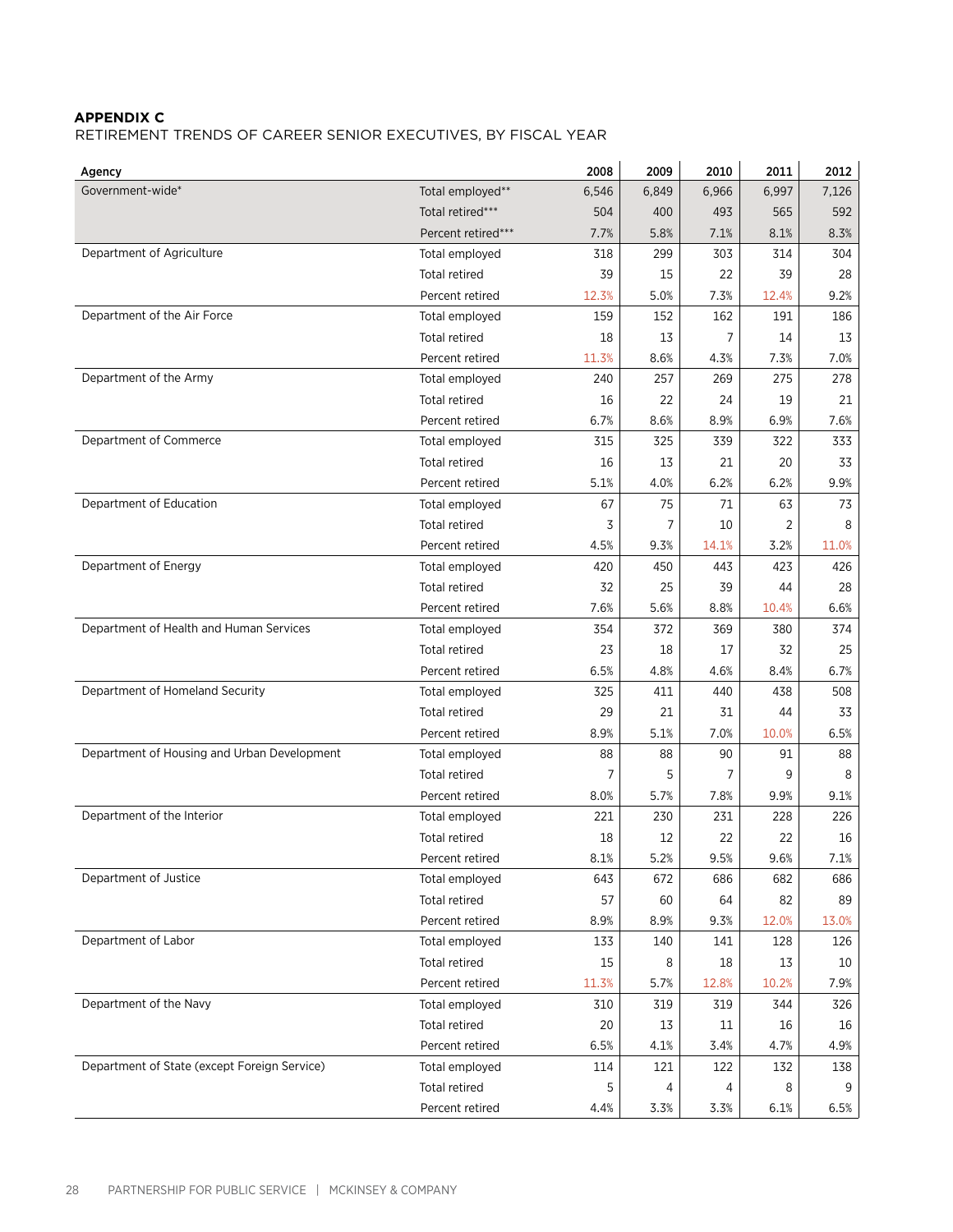**APPENDIX C**

RETIREMENT TRENDS OF CAREER SENIOR EXECUTIVES, BY FISCAL YEAR

| Agency | | 2008 | 2009 | 2010 | 2011 | 2012 |
|---|---|---|---|---|---|---|
| Government-wide* | Total employed** | 6,546 | 6,849 | 6,966 | 6,997 | 7,126 |
| | Total retired*** | 504 | 400 | 493 | 565 | 592 |
| | Percent retired*** | 7.7% | 5.8% | 7.1% | 8.1% | 8.3% |
| Department of Agriculture | Total employed | 318 | 299 | 303 | 314 | 304 |
| | Total retired | 39 | 15 | 22 | 39 | 28 |
| | Percent retired | 12.3% | 5.0% | 7.3% | 12.4% | 9.2% |
| Department of the Air Force | Total employed | 159 | 152 | 162 | 191 | 186 |
| | Total retired | 18 | 13 | 7 | 14 | 13 |
| | Percent retired | 11.3% | 8.6% | 4.3% | 7.3% | 7.0% |
| Department of the Army | Total employed | 240 | 257 | 269 | 275 | 278 |
| | Total retired | 16 | 22 | 24 | 19 | 21 |
| | Percent retired | 6.7% | 8.6% | 8.9% | 6.9% | 7.6% |
| Department of Commerce | Total employed | 315 | 325 | 339 | 322 | 333 |
| | Total retired | 16 | 13 | 21 | 20 | 33 |
| | Percent retired | 5.1% | 4.0% | 6.2% | 6.2% | 9.9% |
| Department of Education | Total employed | 67 | 75 | 71 | 63 | 73 |
| | Total retired | 3 | 7 | 10 | 2 | 8 |
| | Percent retired | 4.5% | 9.3% | 14.1% | 3.2% | 11.0% |
| Department of Energy | Total employed | 420 | 450 | 443 | 423 | 426 |
| | Total retired | 32 | 25 | 39 | 44 | 28 |
| | Percent retired | 7.6% | 5.6% | 8.8% | 10.4% | 6.6% |
| Department of Health and Human Services | Total employed | 354 | 372 | 369 | 380 | 374 |
| | Total retired | 23 | 18 | 17 | 32 | 25 |
| | Percent retired | 6.5% | 4.8% | 4.6% | 8.4% | 6.7% |
| Department of Homeland Security | Total employed | 325 | 411 | 440 | 438 | 508 |
| | Total retired | 29 | 21 | 31 | 44 | 33 |
| | Percent retired | 8.9% | 5.1% | 7.0% | 10.0% | 6.5% |
| Department of Housing and Urban Development | Total employed | 88 | 88 | 90 | 91 | 88 |
| | Total retired | 7 | 5 | 7 | 9 | 8 |
| | Percent retired | 8.0% | 5.7% | 7.8% | 9.9% | 9.1% |
| Department of the Interior | Total employed | 221 | 230 | 231 | 228 | 226 |
| | Total retired | 18 | 12 | 22 | 22 | 16 |
| | Percent retired | 8.1% | 5.2% | 9.5% | 9.6% | 7.1% |
| Department of Justice | Total employed | 643 | 672 | 686 | 682 | 686 |
| | Total retired | 57 | 60 | 64 | 82 | 89 |
| | Percent retired | 8.9% | 8.9% | 9.3% | 12.0% | 13.0% |
| Department of Labor | Total employed | 133 | 140 | 141 | 128 | 126 |
| | Total retired | 15 | 8 | 18 | 13 | 10 |
| | Percent retired | 11.3% | 5.7% | 12.8% | 10.2% | 7.9% |
| Department of the Navy | Total employed | 310 | 319 | 319 | 344 | 326 |
| | Total retired | 20 | 13 | 11 | 16 | 16 |
| | Percent retired | 6.5% | 4.1% | 3.4% | 4.7% | 4.9% |
| Department of State (except Foreign Service) | Total employed | 114 | 121 | 122 | 132 | 138 |
| | Total retired | 5 | 4 | 4 | 8 | 9 |
| | Percent retired | 4.4% | 3.3% | 3.3% | 6.1% | 6.5% |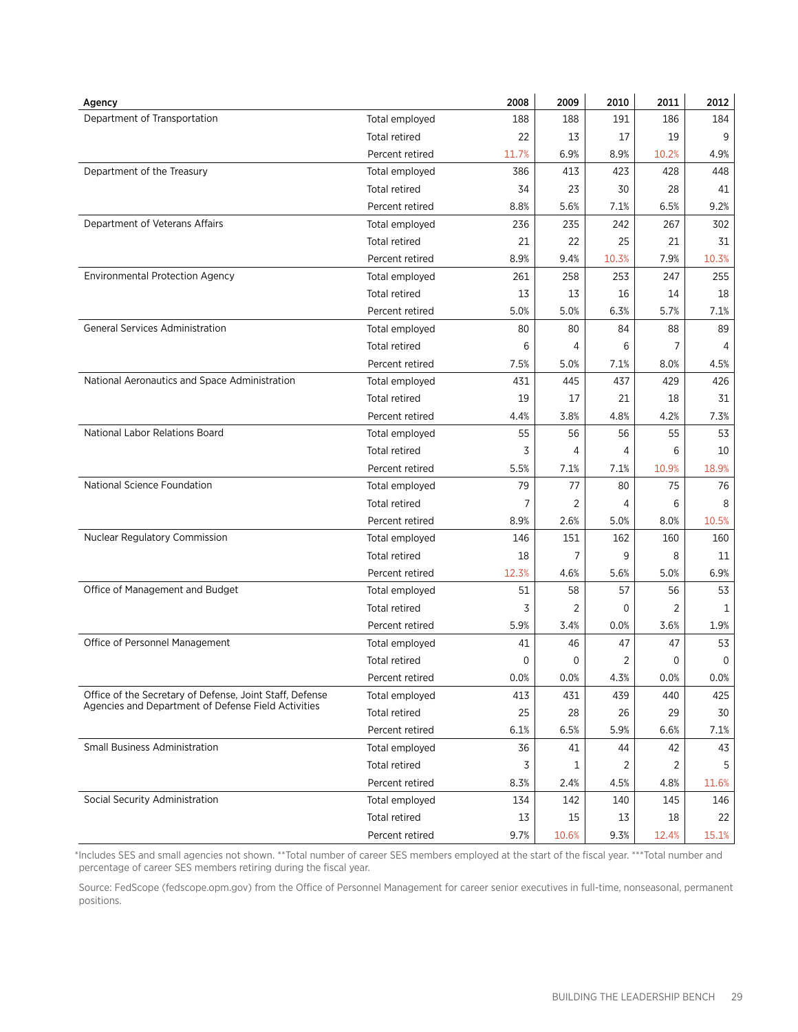| Agency | | 2008 | 2009 | 2010 | 2011 | 2012 |
|---|---|---|---|---|---|---|
| Department of Transportation | Total employed | 188 | 188 | 191 | 186 | 184 |
| | Total retired | 22 | 13 | 17 | 19 | 9 |
| | Percent retired | 11.7% | 6.9% | 8.9% | 10.2% | 4.9% |
| Department of the Treasury | Total employed | 386 | 413 | 423 | 428 | 448 |
| | Total retired | 34 | 23 | 30 | 28 | 41 |
| | Percent retired | 8.8% | 5.6% | 7.1% | 6.5% | 9.2% |
| Department of Veterans Affairs | Total employed | 236 | 235 | 242 | 267 | 302 |
| | Total retired | 21 | 22 | 25 | 21 | 31 |
| | Percent retired | 8.9% | 9.4% | 10.3% | 7.9% | 10.3% |
| Environmental Protection Agency | Total employed | 261 | 258 | 253 | 247 | 255 |
| | Total retired | 13 | 13 | 16 | 14 | 18 |
| | Percent retired | 5.0% | 5.0% | 6.3% | 5.7% | 7.1% |
| General Services Administration | Total employed | 80 | 80 | 84 | 88 | 89 |
| | Total retired | 6 | 4 | 6 | 7 | 4 |
| | Percent retired | 7.5% | 5.0% | 7.1% | 8.0% | 4.5% |
| National Aeronautics and Space Administration | Total employed | 431 | 445 | 437 | 429 | 426 |
| | Total retired | 19 | 17 | 21 | 18 | 31 |
| | Percent retired | 4.4% | 3.8% | 4.8% | 4.2% | 7.3% |
| National Labor Relations Board | Total employed | 55 | 56 | 56 | 55 | 53 |
| | Total retired | 3 | 4 | 4 | 6 | 10 |
| | Percent retired | 5.5% | 7.1% | 7.1% | 10.9% | 18.9% |
| National Science Foundation | Total employed | 79 | 77 | 80 | 75 | 76 |
| | Total retired | 7 | 2 | 4 | 6 | 8 |
| | Percent retired | 8.9% | 2.6% | 5.0% | 8.0% | 10.5% |
| Nuclear Regulatory Commission | Total employed | 146 | 151 | 162 | 160 | 160 |
| | Total retired | 18 | 7 | 9 | 8 | 11 |
| | Percent retired | 12.3% | 4.6% | 5.6% | 5.0% | 6.9% |
| Office of Management and Budget | Total employed | 51 | 58 | 57 | 56 | 53 |
| | Total retired | 3 | 2 | 0 | 2 | 1 |
| | Percent retired | 5.9% | 3.4% | 0.0% | 3.6% | 1.9% |
| Office of Personnel Management | Total employed | 41 | 46 | 47 | 47 | 53 |
| | Total retired | 0 | 0 | 2 | 0 | 0 |
| | Percent retired | 0.0% | 0.0% | 4.3% | 0.0% | 0.0% |
| Office of the Secretary of Defense, Joint Staff, Defense Agencies and Department of Defense Field Activities | Total employed | 413 | 431 | 439 | 440 | 425 |
| | Total retired | 25 | 28 | 26 | 29 | 30 |
| | Percent retired | 6.1% | 6.5% | 5.9% | 6.6% | 7.1% |
| Small Business Administration | Total employed | 36 | 41 | 44 | 42 | 43 |
| | Total retired | 3 | 1 | 2 | 2 | 5 |
| | Percent retired | 8.3% | 2.4% | 4.5% | 4.8% | 11.6% |
| Social Security Administration | Total employed | 134 | 142 | 140 | 145 | 146 |
| | Total retired | 13 | 15 | 13 | 18 | 22 |
| | Percent retired | 9.7% | 10.6% | 9.3% | 12.4% | 15.1% |

*Includes SES and small agencies not shown. **Total number of career SES members employed at the start of the fiscal year. ***Total number and percentage of career SES members retiring during the fiscal year.

Source: FedScope (fedscope.opm.gov) from the Office of Personnel Management for career senior executives in full-time, nonseasonal, permanent positions.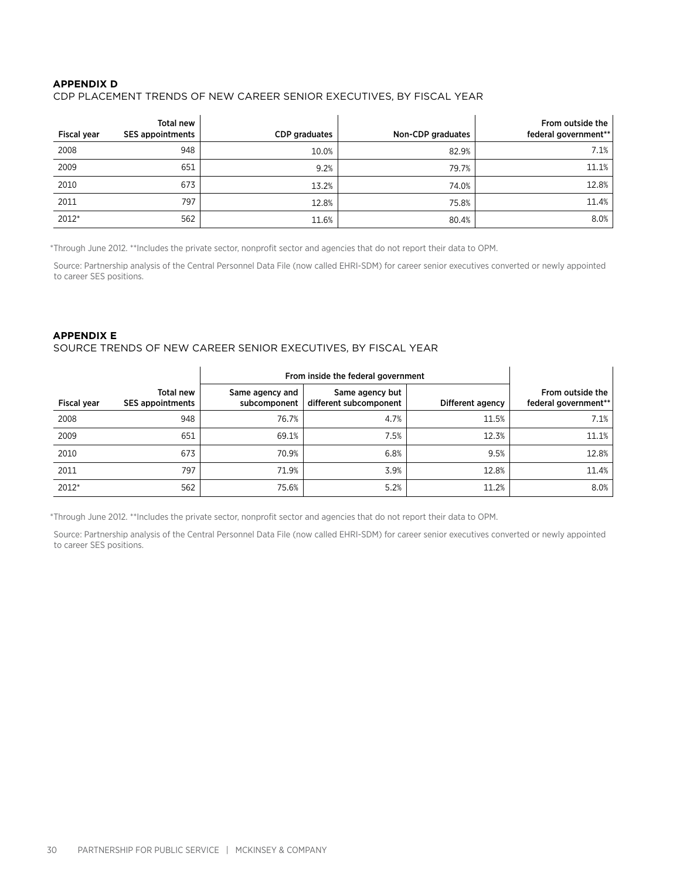## APPENDIX D

CDP PLACEMENT TRENDS OF NEW CAREER SENIOR EXECUTIVES, BY FISCAL YEAR

| Fiscal year | Total new SES appointments | CDP graduates | Non-CDP graduates | From outside the federal government** |
|---|---|---|---|---|
| 2008 | 948 | 10.0% | 82.9% | 7.1% |
| 2009 | 651 | 9.2% | 79.7% | 11.1% |
| 2010 | 673 | 13.2% | 74.0% | 12.8% |
| 2011 | 797 | 12.8% | 75.8% | 11.4% |
| 2012* | 562 | 11.6% | 80.4% | 8.0% |

*Through June 2012. **Includes the private sector, nonprofit sector and agencies that do not report their data to OPM.

Source: Partnership analysis of the Central Personnel Data File (now called EHRI-SDM) for career senior executives converted or newly appointed to career SES positions.

## APPENDIX E

SOURCE TRENDS OF NEW CAREER SENIOR EXECUTIVES, BY FISCAL YEAR

| | | From inside the federal government | | | |
|---|---|---|---|---|---|
| Fiscal year | Total new SES appointments | Same agency and subcomponent | Same agency but different subcomponent | Different agency | From outside the federal government** |
| 2008 | 948 | 76.7% | 4.7% | 11.5% | 7.1% |
| 2009 | 651 | 69.1% | 7.5% | 12.3% | 11.1% |
| 2010 | 673 | 70.9% | 6.8% | 9.5% | 12.8% |
| 2011 | 797 | 71.9% | 3.9% | 12.8% | 11.4% |
| 2012* | 562 | 75.6% | 5.2% | 11.2% | 8.0% |

*Through June 2012. **Includes the private sector, nonprofit sector and agencies that do not report their data to OPM.

Source: Partnership analysis of the Central Personnel Data File (now called EHRI-SDM) for career senior executives converted or newly appointed to career SES positions.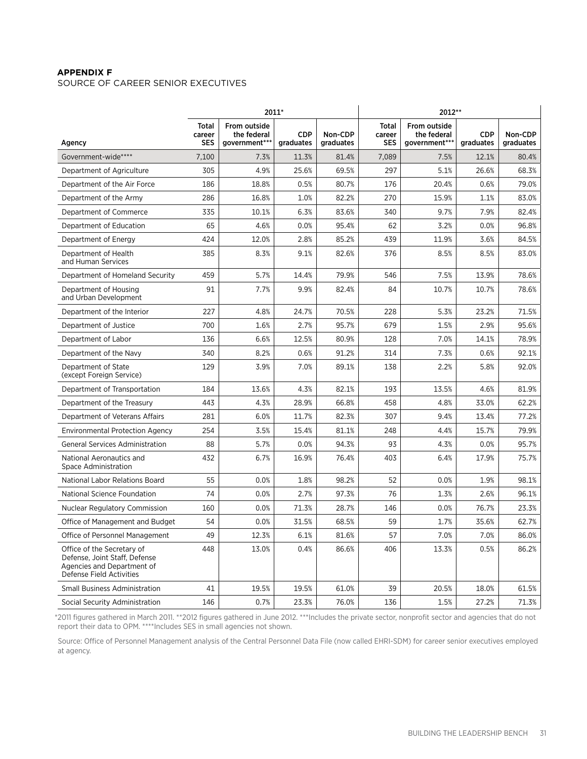**APPENDIX F**

SOURCE OF CAREER SENIOR EXECUTIVES

| Agency | 2011* | | | | 2012** | | | |
|---|---|---|---|---|---|---|---|---|
| | Total career SES | From outside the federal government*** | CDP graduates | Non-CDP graduates | Total career SES | From outside the federal government*** | CDP graduates | Non-CDP graduates |
| Government-wide**** | 7,100 | 7.3% | 11.3% | 81.4% | 7,089 | 7.5% | 12.1% | 80.4% |
| Department of Agriculture | 305 | 4.9% | 25.6% | 69.5% | 297 | 5.1% | 26.6% | 68.3% |
| Department of the Air Force | 186 | 18.8% | 0.5% | 80.7% | 176 | 20.4% | 0.6% | 79.0% |
| Department of the Army | 286 | 16.8% | 1.0% | 82.2% | 270 | 15.9% | 1.1% | 83.0% |
| Department of Commerce | 335 | 10.1% | 6.3% | 83.6% | 340 | 9.7% | 7.9% | 82.4% |
| Department of Education | 65 | 4.6% | 0.0% | 95.4% | 62 | 3.2% | 0.0% | 96.8% |
| Department of Energy | 424 | 12.0% | 2.8% | 85.2% | 439 | 11.9% | 3.6% | 84.5% |
| Department of Health and Human Services | 385 | 8.3% | 9.1% | 82.6% | 376 | 8.5% | 8.5% | 83.0% |
| Department of Homeland Security | 459 | 5.7% | 14.4% | 79.9% | 546 | 7.5% | 13.9% | 78.6% |
| Department of Housing and Urban Development | 91 | 7.7% | 9.9% | 82.4% | 84 | 10.7% | 10.7% | 78.6% |
| Department of the Interior | 227 | 4.8% | 24.7% | 70.5% | 228 | 5.3% | 23.2% | 71.5% |
| Department of Justice | 700 | 1.6% | 2.7% | 95.7% | 679 | 1.5% | 2.9% | 95.6% |
| Department of Labor | 136 | 6.6% | 12.5% | 80.9% | 128 | 7.0% | 14.1% | 78.9% |
| Department of the Navy | 340 | 8.2% | 0.6% | 91.2% | 314 | 7.3% | 0.6% | 92.1% |
| Department of State (except Foreign Service) | 129 | 3.9% | 7.0% | 89.1% | 138 | 2.2% | 5.8% | 92.0% |
| Department of Transportation | 184 | 13.6% | 4.3% | 82.1% | 193 | 13.5% | 4.6% | 81.9% |
| Department of the Treasury | 443 | 4.3% | 28.9% | 66.8% | 458 | 4.8% | 33.0% | 62.2% |
| Department of Veterans Affairs | 281 | 6.0% | 11.7% | 82.3% | 307 | 9.4% | 13.4% | 77.2% |
| Environmental Protection Agency | 254 | 3.5% | 15.4% | 81.1% | 248 | 4.4% | 15.7% | 79.9% |
| General Services Administration | 88 | 5.7% | 0.0% | 94.3% | 93 | 4.3% | 0.0% | 95.7% |
| National Aeronautics and Space Administration | 432 | 6.7% | 16.9% | 76.4% | 403 | 6.4% | 17.9% | 75.7% |
| National Labor Relations Board | 55 | 0.0% | 1.8% | 98.2% | 52 | 0.0% | 1.9% | 98.1% |
| National Science Foundation | 74 | 0.0% | 2.7% | 97.3% | 76 | 1.3% | 2.6% | 96.1% |
| Nuclear Regulatory Commission | 160 | 0.0% | 71.3% | 28.7% | 146 | 0.0% | 76.7% | 23.3% |
| Office of Management and Budget | 54 | 0.0% | 31.5% | 68.5% | 59 | 1.7% | 35.6% | 62.7% |
| Office of Personnel Management | 49 | 12.3% | 6.1% | 81.6% | 57 | 7.0% | 7.0% | 86.0% |
| Office of the Secretary of Defense, Joint Staff, Defense Agencies and Department of Defense Field Activities | 448 | 13.0% | 0.4% | 86.6% | 406 | 13.3% | 0.5% | 86.2% |
| Small Business Administration | 41 | 19.5% | 19.5% | 61.0% | 39 | 20.5% | 18.0% | 61.5% |
| Social Security Administration | 146 | 0.7% | 23.3% | 76.0% | 136 | 1.5% | 27.2% | 71.3% |

*2011 figures gathered in March 2011. **2012 figures gathered in June 2012. ***Includes the private sector, nonprofit sector and agencies that do not report their data to OPM. ****Includes SES in small agencies not shown.

Source: Office of Personnel Management analysis of the Central Personnel Data File (now called EHRI-SDM) for career senior executives employed at agency.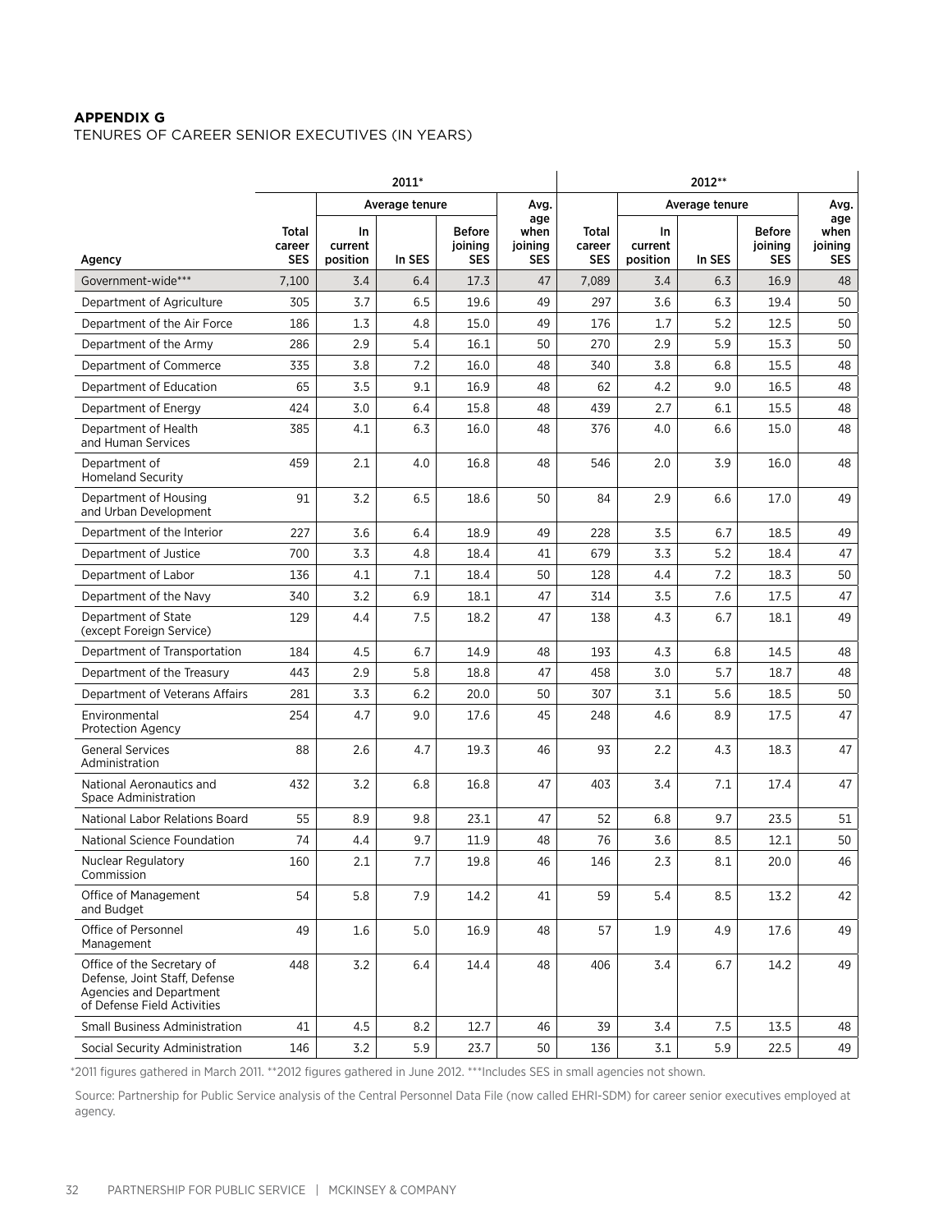## APPENDIX G

TENURES OF CAREER SENIOR EXECUTIVES (IN YEARS)

| | 2011* | | | | | 2012** | | | | |
|---|---|---|---|---|---|---|---|---|---|---|
| | | Average tenure | | | Avg. | | Average tenure | | | Avg. |
| Agency | Total career SES | In current position | In SES | Before joining SES | age when joining SES | Total career SES | In current position | In SES | Before joining SES | age when joining SES |
| Government-wide*** | 7,100 | 3.4 | 6.4 | 17.3 | 47 | 7,089 | 3.4 | 6.3 | 16.9 | 48 |
| Department of Agriculture | 305 | 3.7 | 6.5 | 19.6 | 49 | 297 | 3.6 | 6.3 | 19.4 | 50 |
| Department of the Air Force | 186 | 1.3 | 4.8 | 15.0 | 49 | 176 | 1.7 | 5.2 | 12.5 | 50 |
| Department of the Army | 286 | 2.9 | 5.4 | 16.1 | 50 | 270 | 2.9 | 5.9 | 15.3 | 50 |
| Department of Commerce | 335 | 3.8 | 7.2 | 16.0 | 48 | 340 | 3.8 | 6.8 | 15.5 | 48 |
| Department of Education | 65 | 3.5 | 9.1 | 16.9 | 48 | 62 | 4.2 | 9.0 | 16.5 | 48 |
| Department of Energy | 424 | 3.0 | 6.4 | 15.8 | 48 | 439 | 2.7 | 6.1 | 15.5 | 48 |
| Department of Health and Human Services | 385 | 4.1 | 6.3 | 16.0 | 48 | 376 | 4.0 | 6.6 | 15.0 | 48 |
| Department of Homeland Security | 459 | 2.1 | 4.0 | 16.8 | 48 | 546 | 2.0 | 3.9 | 16.0 | 48 |
| Department of Housing and Urban Development | 91 | 3.2 | 6.5 | 18.6 | 50 | 84 | 2.9 | 6.6 | 17.0 | 49 |
| Department of the Interior | 227 | 3.6 | 6.4 | 18.9 | 49 | 228 | 3.5 | 6.7 | 18.5 | 49 |
| Department of Justice | 700 | 3.3 | 4.8 | 18.4 | 41 | 679 | 3.3 | 5.2 | 18.4 | 47 |
| Department of Labor | 136 | 4.1 | 7.1 | 18.4 | 50 | 128 | 4.4 | 7.2 | 18.3 | 50 |
| Department of the Navy | 340 | 3.2 | 6.9 | 18.1 | 47 | 314 | 3.5 | 7.6 | 17.5 | 47 |
| Department of State (except Foreign Service) | 129 | 4.4 | 7.5 | 18.2 | 47 | 138 | 4.3 | 6.7 | 18.1 | 49 |
| Department of Transportation | 184 | 4.5 | 6.7 | 14.9 | 48 | 193 | 4.3 | 6.8 | 14.5 | 48 |
| Department of the Treasury | 443 | 2.9 | 5.8 | 18.8 | 47 | 458 | 3.0 | 5.7 | 18.7 | 48 |
| Department of Veterans Affairs | 281 | 3.3 | 6.2 | 20.0 | 50 | 307 | 3.1 | 5.6 | 18.5 | 50 |
| Environmental Protection Agency | 254 | 4.7 | 9.0 | 17.6 | 45 | 248 | 4.6 | 8.9 | 17.5 | 47 |
| General Services Administration | 88 | 2.6 | 4.7 | 19.3 | 46 | 93 | 2.2 | 4.3 | 18.3 | 47 |
| National Aeronautics and Space Administration | 432 | 3.2 | 6.8 | 16.8 | 47 | 403 | 3.4 | 7.1 | 17.4 | 47 |
| National Labor Relations Board | 55 | 8.9 | 9.8 | 23.1 | 47 | 52 | 6.8 | 9.7 | 23.5 | 51 |
| National Science Foundation | 74 | 4.4 | 9.7 | 11.9 | 48 | 76 | 3.6 | 8.5 | 12.1 | 50 |
| Nuclear Regulatory Commission | 160 | 2.1 | 7.7 | 19.8 | 46 | 146 | 2.3 | 8.1 | 20.0 | 46 |
| Office of Management and Budget | 54 | 5.8 | 7.9 | 14.2 | 41 | 59 | 5.4 | 8.5 | 13.2 | 42 |
| Office of Personnel Management | 49 | 1.6 | 5.0 | 16.9 | 48 | 57 | 1.9 | 4.9 | 17.6 | 49 |
| Office of the Secretary of Defense, Joint Staff, Defense Agencies and Department of Defense Field Activities | 448 | 3.2 | 6.4 | 14.4 | 48 | 406 | 3.4 | 6.7 | 14.2 | 49 |
| Small Business Administration | 41 | 4.5 | 8.2 | 12.7 | 46 | 39 | 3.4 | 7.5 | 13.5 | 48 |
| Social Security Administration | 146 | 3.2 | 5.9 | 23.7 | 50 | 136 | 3.1 | 5.9 | 22.5 | 49 |

*2011 figures gathered in March 2011. **2012 figures gathered in June 2012. ***Includes SES in small agencies not shown.

Source: Partnership for Public Service analysis of the Central Personnel Data File (now called EHRI-SDM) for career senior executives employed at agency.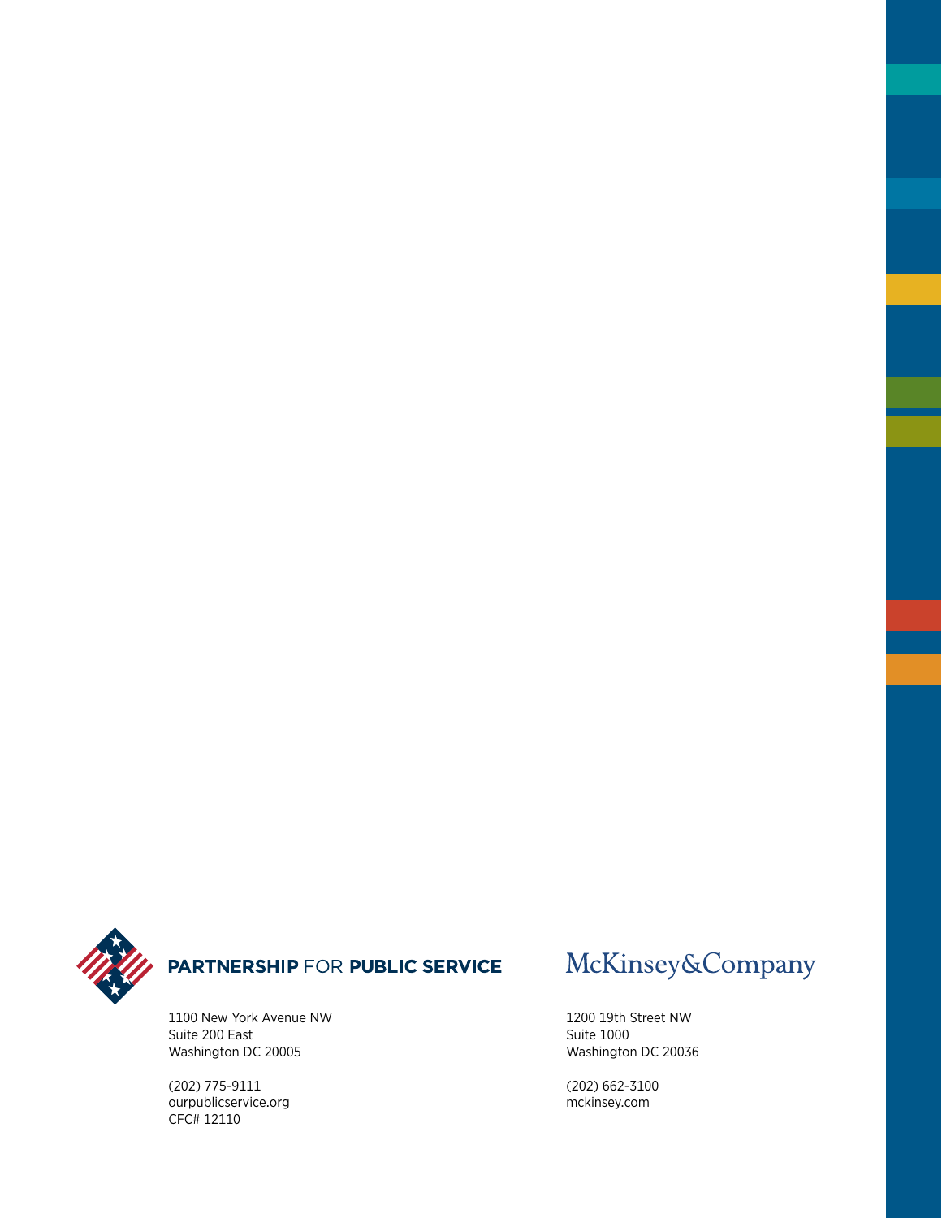**PARTNERSHIP** FOR **PUBLIC SERVICE**

1100 New York Avenue NW
Suite 200 East
Washington DC 20005

(202) 775-9111
ourpublicservice.org
CFC# 12110

McKinsey&Company

1200 19th Street NW
Suite 1000
Washington DC 20036

(202) 662-3100
mckinsey.com